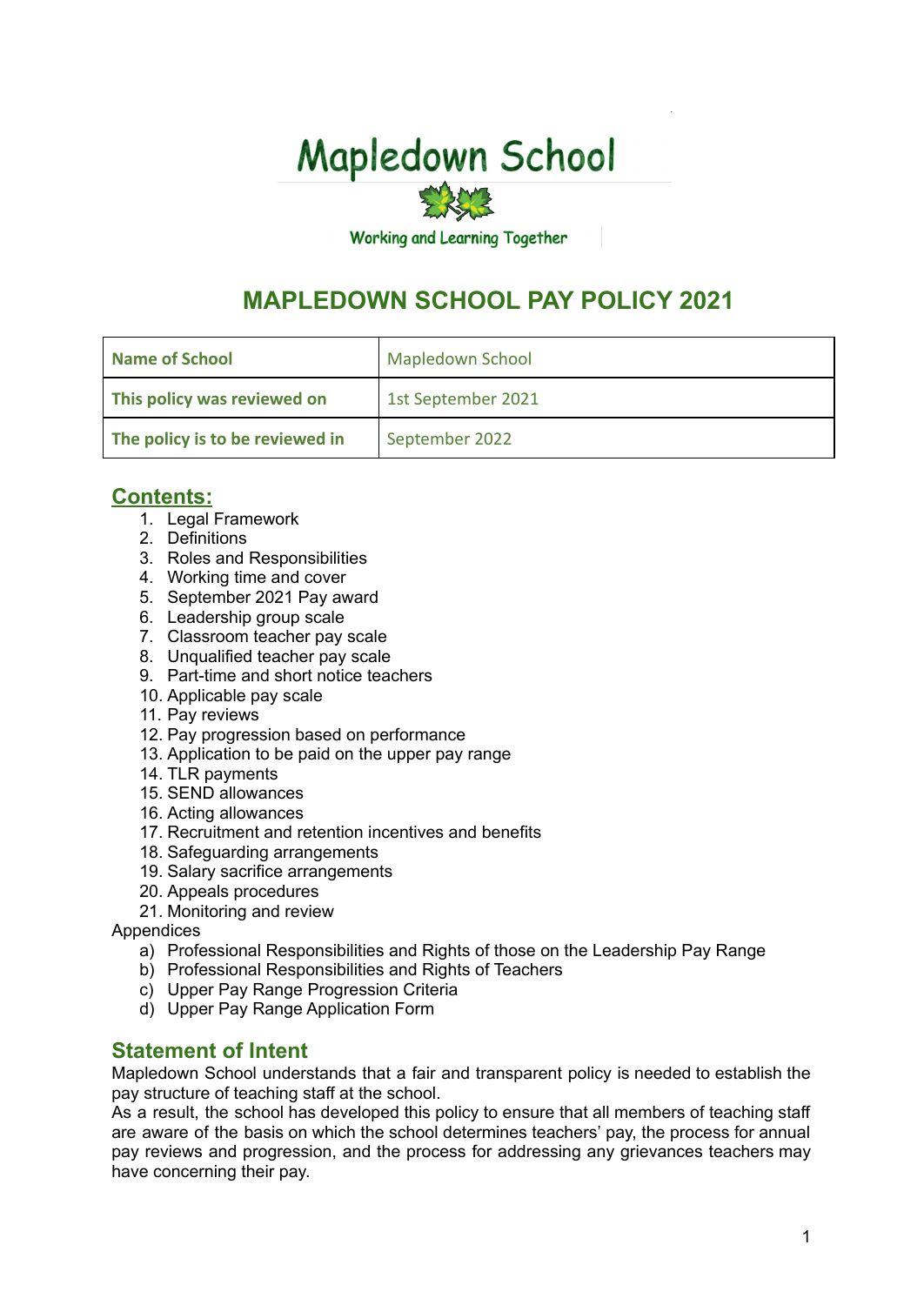Mapledown School

Working and Learning Together

# MAPLEDOWN SCHOOL PAY POLICY 2021

| Name of School | Mapledown School |
|---|---|
| This policy was reviewed on | 1st September 2021 |
| The policy is to be reviewed in | September 2022 |

## Contents:

1. Legal Framework
2. Definitions
3. Roles and Responsibilities
4. Working time and cover
5. September 2021 Pay award
6. Leadership group scale
7. Classroom teacher pay scale
8. Unqualified teacher pay scale
9. Part-time and short notice teachers
10. Applicable pay scale
11. Pay reviews
12. Pay progression based on performance
13. Application to be paid on the upper pay range
14. TLR payments
15. SEND allowances
16. Acting allowances
17. Recruitment and retention incentives and benefits
18. Safeguarding arrangements
19. Salary sacrifice arrangements
20. Appeals procedures
21. Monitoring and review

Appendices

a) Professional Responsibilities and Rights of those on the Leadership Pay Range
b) Professional Responsibilities and Rights of Teachers
c) Upper Pay Range Progression Criteria
d) Upper Pay Range Application Form

## Statement of Intent

Mapledown School understands that a fair and transparent policy is needed to establish the pay structure of teaching staff at the school.

As a result, the school has developed this policy to ensure that all members of teaching staff are aware of the basis on which the school determines teachers' pay, the process for annual pay reviews and progression, and the process for addressing any grievances teachers may have concerning their pay.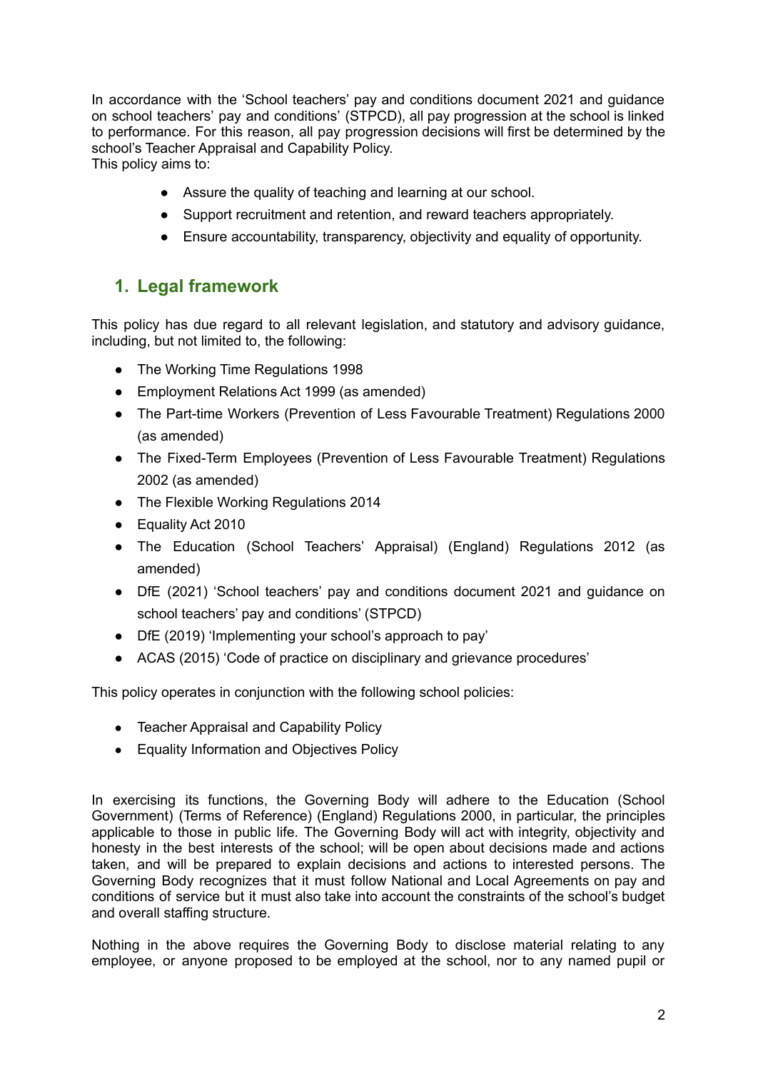In accordance with the 'School teachers' pay and conditions document 2021 and guidance on school teachers' pay and conditions' (STPCD), all pay progression at the school is linked to performance. For this reason, all pay progression decisions will first be determined by the school's Teacher Appraisal and Capability Policy.
This policy aims to:

- Assure the quality of teaching and learning at our school.
- Support recruitment and retention, and reward teachers appropriately.
- Ensure accountability, transparency, objectivity and equality of opportunity.

## 1. Legal framework

This policy has due regard to all relevant legislation, and statutory and advisory guidance, including, but not limited to, the following:

- The Working Time Regulations 1998
- Employment Relations Act 1999 (as amended)
- The Part-time Workers (Prevention of Less Favourable Treatment) Regulations 2000 (as amended)
- The Fixed-Term Employees (Prevention of Less Favourable Treatment) Regulations 2002 (as amended)
- The Flexible Working Regulations 2014
- Equality Act 2010
- The Education (School Teachers' Appraisal) (England) Regulations 2012 (as amended)
- DfE (2021) 'School teachers' pay and conditions document 2021 and guidance on school teachers' pay and conditions' (STPCD)
- DfE (2019) 'Implementing your school's approach to pay'
- ACAS (2015) 'Code of practice on disciplinary and grievance procedures'

This policy operates in conjunction with the following school policies:

- Teacher Appraisal and Capability Policy
- Equality Information and Objectives Policy

In exercising its functions, the Governing Body will adhere to the Education (School Government) (Terms of Reference) (England) Regulations 2000, in particular, the principles applicable to those in public life. The Governing Body will act with integrity, objectivity and honesty in the best interests of the school; will be open about decisions made and actions taken, and will be prepared to explain decisions and actions to interested persons. The Governing Body recognizes that it must follow National and Local Agreements on pay and conditions of service but it must also take into account the constraints of the school's budget and overall staffing structure.

Nothing in the above requires the Governing Body to disclose material relating to any employee, or anyone proposed to be employed at the school, nor to any named pupil or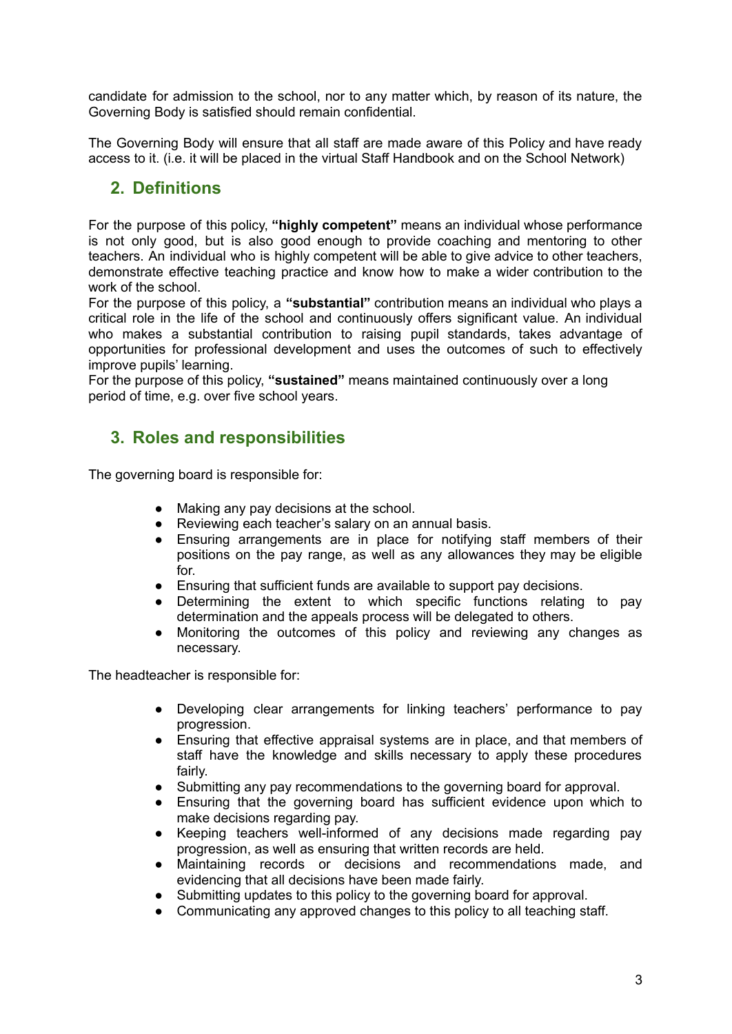candidate for admission to the school, nor to any matter which, by reason of its nature, the Governing Body is satisfied should remain confidential.

The Governing Body will ensure that all staff are made aware of this Policy and have ready access to it. (i.e. it will be placed in the virtual Staff Handbook and on the School Network)

## 2. Definitions

For the purpose of this policy, **"highly competent"** means an individual whose performance is not only good, but is also good enough to provide coaching and mentoring to other teachers. An individual who is highly competent will be able to give advice to other teachers, demonstrate effective teaching practice and know how to make a wider contribution to the work of the school.

For the purpose of this policy, a **"substantial"** contribution means an individual who plays a critical role in the life of the school and continuously offers significant value. An individual who makes a substantial contribution to raising pupil standards, takes advantage of opportunities for professional development and uses the outcomes of such to effectively improve pupils' learning.

For the purpose of this policy, **"sustained"** means maintained continuously over a long period of time, e.g. over five school years.

## 3. Roles and responsibilities

The governing board is responsible for:

- Making any pay decisions at the school.
- Reviewing each teacher's salary on an annual basis.
- Ensuring arrangements are in place for notifying staff members of their positions on the pay range, as well as any allowances they may be eligible for.
- Ensuring that sufficient funds are available to support pay decisions.
- Determining the extent to which specific functions relating to pay determination and the appeals process will be delegated to others.
- Monitoring the outcomes of this policy and reviewing any changes as necessary.

The headteacher is responsible for:

- Developing clear arrangements for linking teachers' performance to pay progression.
- Ensuring that effective appraisal systems are in place, and that members of staff have the knowledge and skills necessary to apply these procedures fairly.
- Submitting any pay recommendations to the governing board for approval.
- Ensuring that the governing board has sufficient evidence upon which to make decisions regarding pay.
- Keeping teachers well-informed of any decisions made regarding pay progression, as well as ensuring that written records are held.
- Maintaining records or decisions and recommendations made, and evidencing that all decisions have been made fairly.
- Submitting updates to this policy to the governing board for approval.
- Communicating any approved changes to this policy to all teaching staff.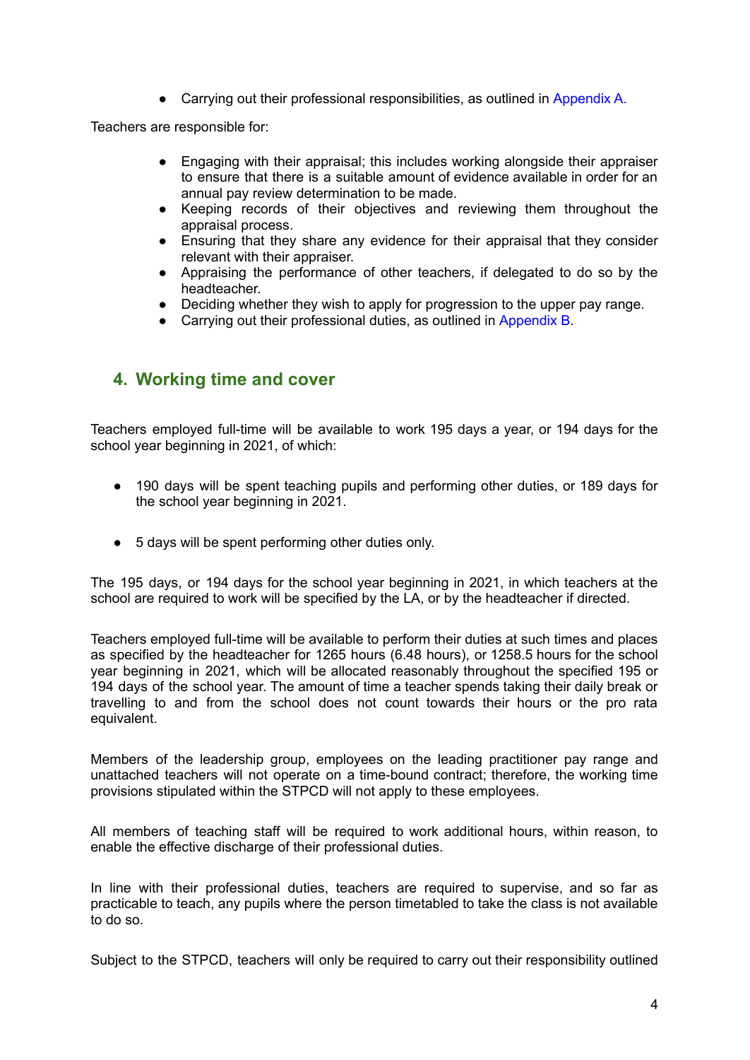- Carrying out their professional responsibilities, as outlined in Appendix A.

Teachers are responsible for:

- Engaging with their appraisal; this includes working alongside their appraiser to ensure that there is a suitable amount of evidence available in order for an annual pay review determination to be made.
- Keeping records of their objectives and reviewing them throughout the appraisal process.
- Ensuring that they share any evidence for their appraisal that they consider relevant with their appraiser.
- Appraising the performance of other teachers, if delegated to do so by the headteacher.
- Deciding whether they wish to apply for progression to the upper pay range.
- Carrying out their professional duties, as outlined in Appendix B.

## 4. Working time and cover

Teachers employed full-time will be available to work 195 days a year, or 194 days for the school year beginning in 2021, of which:

- 190 days will be spent teaching pupils and performing other duties, or 189 days for the school year beginning in 2021.
- 5 days will be spent performing other duties only.

The 195 days, or 194 days for the school year beginning in 2021, in which teachers at the school are required to work will be specified by the LA, or by the headteacher if directed.

Teachers employed full-time will be available to perform their duties at such times and places as specified by the headteacher for 1265 hours (6.48 hours), or 1258.5 hours for the school year beginning in 2021, which will be allocated reasonably throughout the specified 195 or 194 days of the school year. The amount of time a teacher spends taking their daily break or travelling to and from the school does not count towards their hours or the pro rata equivalent.

Members of the leadership group, employees on the leading practitioner pay range and unattached teachers will not operate on a time-bound contract; therefore, the working time provisions stipulated within the STPCD will not apply to these employees.

All members of teaching staff will be required to work additional hours, within reason, to enable the effective discharge of their professional duties.

In line with their professional duties, teachers are required to supervise, and so far as practicable to teach, any pupils where the person timetabled to take the class is not available to do so.

Subject to the STPCD, teachers will only be required to carry out their responsibility outlined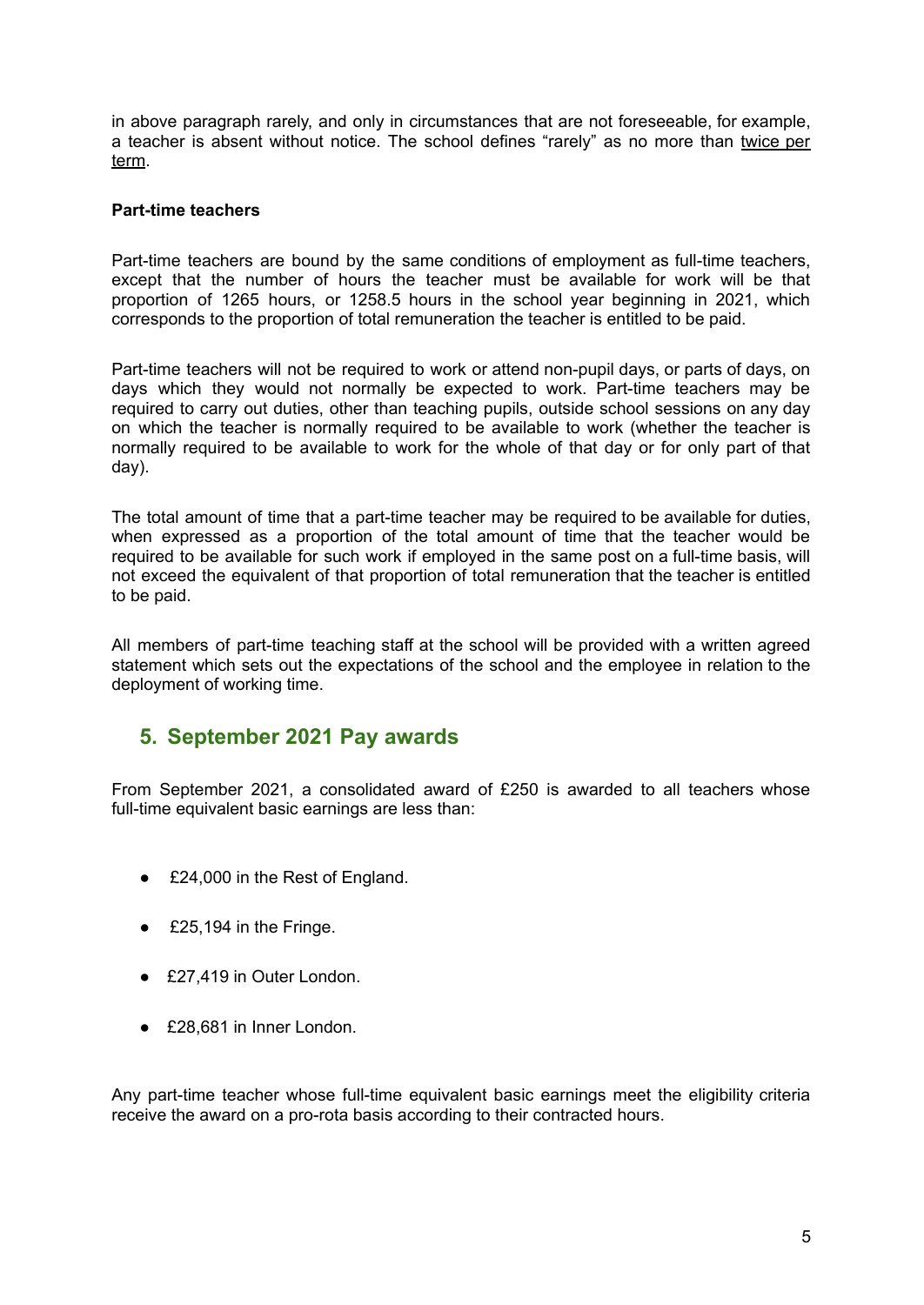in above paragraph rarely, and only in circumstances that are not foreseeable, for example, a teacher is absent without notice. The school defines "rarely" as no more than twice per term.

**Part-time teachers**

Part-time teachers are bound by the same conditions of employment as full-time teachers, except that the number of hours the teacher must be available for work will be that proportion of 1265 hours, or 1258.5 hours in the school year beginning in 2021, which corresponds to the proportion of total remuneration the teacher is entitled to be paid.

Part-time teachers will not be required to work or attend non-pupil days, or parts of days, on days which they would not normally be expected to work. Part-time teachers may be required to carry out duties, other than teaching pupils, outside school sessions on any day on which the teacher is normally required to be available to work (whether the teacher is normally required to be available to work for the whole of that day or for only part of that day).

The total amount of time that a part-time teacher may be required to be available for duties, when expressed as a proportion of the total amount of time that the teacher would be required to be available for such work if employed in the same post on a full-time basis, will not exceed the equivalent of that proportion of total remuneration that the teacher is entitled to be paid.

All members of part-time teaching staff at the school will be provided with a written agreed statement which sets out the expectations of the school and the employee in relation to the deployment of working time.

## 5. September 2021 Pay awards

From September 2021, a consolidated award of £250 is awarded to all teachers whose full-time equivalent basic earnings are less than:

- £24,000 in the Rest of England.
- £25,194 in the Fringe.
- £27,419 in Outer London.
- £28,681 in Inner London.

Any part-time teacher whose full-time equivalent basic earnings meet the eligibility criteria receive the award on a pro-rota basis according to their contracted hours.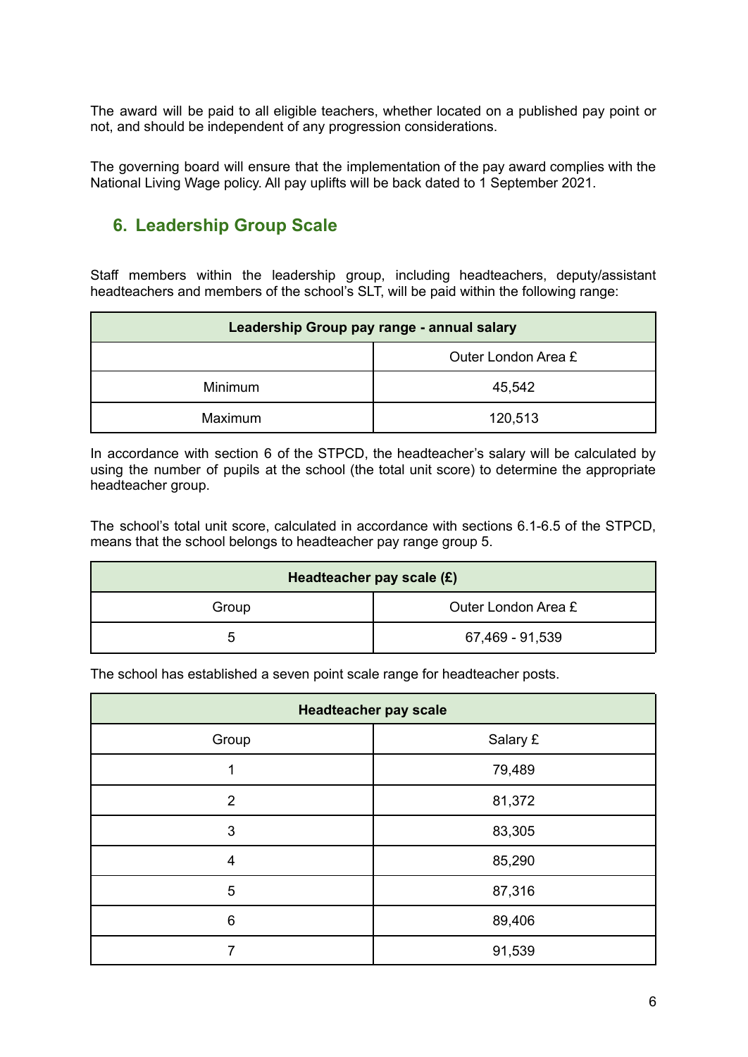The award will be paid to all eligible teachers, whether located on a published pay point or not, and should be independent of any progression considerations.

The governing board will ensure that the implementation of the pay award complies with the National Living Wage policy. All pay uplifts will be back dated to 1 September 2021.

## 6. Leadership Group Scale

Staff members within the leadership group, including headteachers, deputy/assistant headteachers and members of the school's SLT, will be paid within the following range:

| **Leadership Group pay range - annual salary** | |
|---|---|
| | Outer London Area £ |
| Minimum | 45,542 |
| Maximum | 120,513 |

In accordance with section 6 of the STPCD, the headteacher's salary will be calculated by using the number of pupils at the school (the total unit score) to determine the appropriate headteacher group.

The school's total unit score, calculated in accordance with sections 6.1-6.5 of the STPCD, means that the school belongs to headteacher pay range group 5.

| **Headteacher pay scale (£)** | |
|---|---|
| Group | Outer London Area £ |
| 5 | 67,469 - 91,539 |

The school has established a seven point scale range for headteacher posts.

| **Headteacher pay scale** | |
|---|---|
| Group | Salary £ |
| 1 | 79,489 |
| 2 | 81,372 |
| 3 | 83,305 |
| 4 | 85,290 |
| 5 | 87,316 |
| 6 | 89,406 |
| 7 | 91,539 |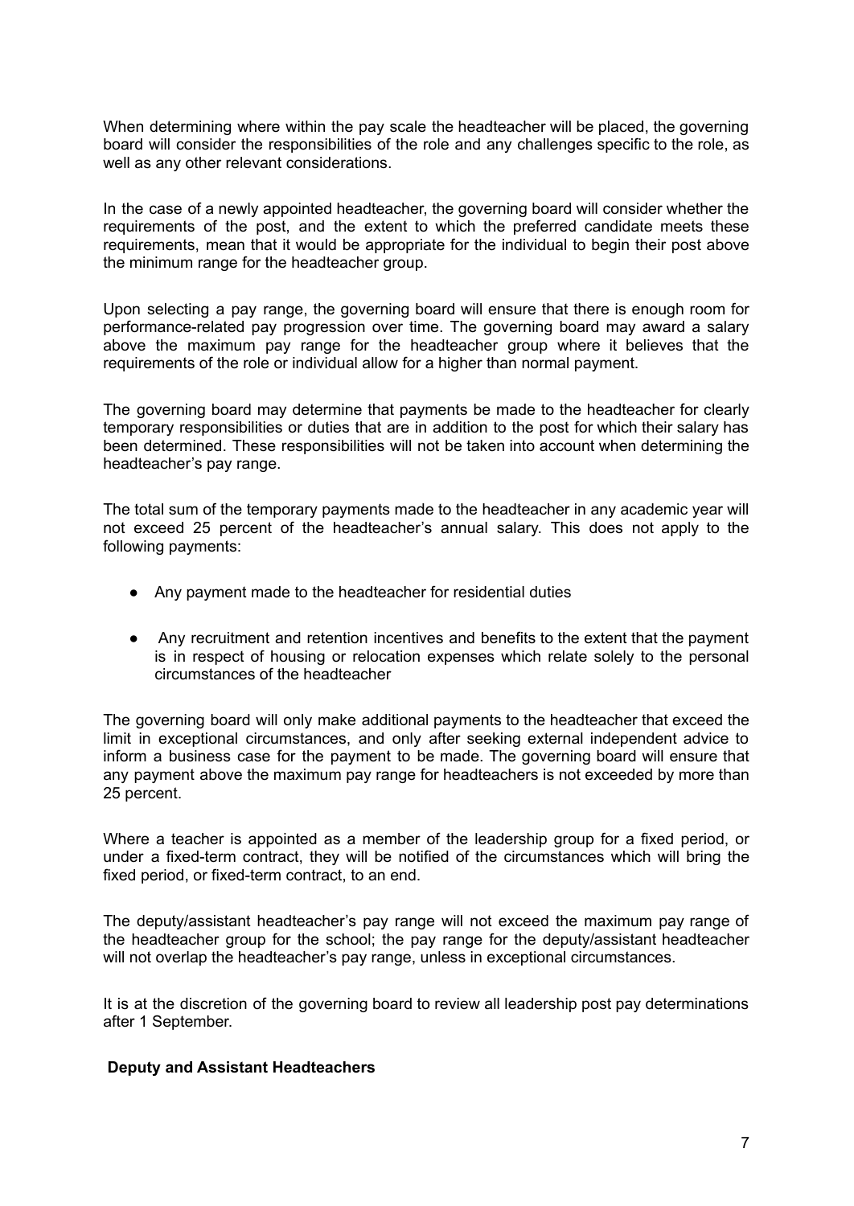When determining where within the pay scale the headteacher will be placed, the governing board will consider the responsibilities of the role and any challenges specific to the role, as well as any other relevant considerations.

In the case of a newly appointed headteacher, the governing board will consider whether the requirements of the post, and the extent to which the preferred candidate meets these requirements, mean that it would be appropriate for the individual to begin their post above the minimum range for the headteacher group.

Upon selecting a pay range, the governing board will ensure that there is enough room for performance-related pay progression over time. The governing board may award a salary above the maximum pay range for the headteacher group where it believes that the requirements of the role or individual allow for a higher than normal payment.

The governing board may determine that payments be made to the headteacher for clearly temporary responsibilities or duties that are in addition to the post for which their salary has been determined. These responsibilities will not be taken into account when determining the headteacher's pay range.

The total sum of the temporary payments made to the headteacher in any academic year will not exceed 25 percent of the headteacher's annual salary. This does not apply to the following payments:

- Any payment made to the headteacher for residential duties
- Any recruitment and retention incentives and benefits to the extent that the payment is in respect of housing or relocation expenses which relate solely to the personal circumstances of the headteacher

The governing board will only make additional payments to the headteacher that exceed the limit in exceptional circumstances, and only after seeking external independent advice to inform a business case for the payment to be made. The governing board will ensure that any payment above the maximum pay range for headteachers is not exceeded by more than 25 percent.

Where a teacher is appointed as a member of the leadership group for a fixed period, or under a fixed-term contract, they will be notified of the circumstances which will bring the fixed period, or fixed-term contract, to an end.

The deputy/assistant headteacher's pay range will not exceed the maximum pay range of the headteacher group for the school; the pay range for the deputy/assistant headteacher will not overlap the headteacher's pay range, unless in exceptional circumstances.

It is at the discretion of the governing board to review all leadership post pay determinations after 1 September.

**Deputy and Assistant Headteachers**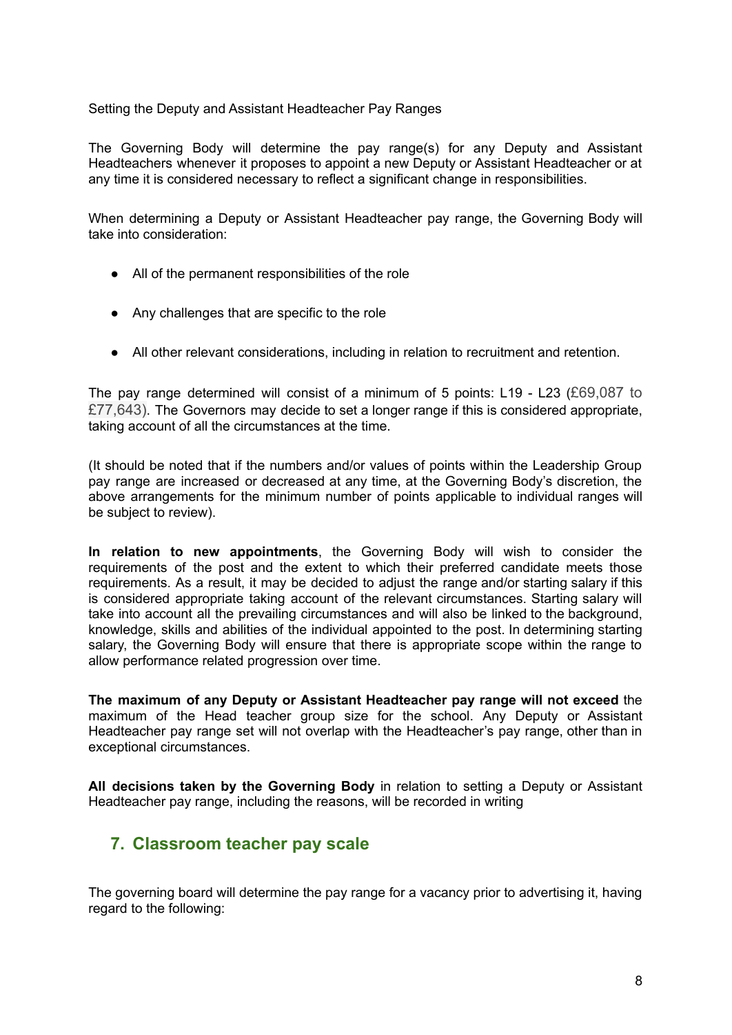Setting the Deputy and Assistant Headteacher Pay Ranges

The Governing Body will determine the pay range(s) for any Deputy and Assistant Headteachers whenever it proposes to appoint a new Deputy or Assistant Headteacher or at any time it is considered necessary to reflect a significant change in responsibilities.

When determining a Deputy or Assistant Headteacher pay range, the Governing Body will take into consideration:

- All of the permanent responsibilities of the role
- Any challenges that are specific to the role
- All other relevant considerations, including in relation to recruitment and retention.

The pay range determined will consist of a minimum of 5 points: L19 - L23 (£69,087 to £77,643). The Governors may decide to set a longer range if this is considered appropriate, taking account of all the circumstances at the time.

(It should be noted that if the numbers and/or values of points within the Leadership Group pay range are increased or decreased at any time, at the Governing Body's discretion, the above arrangements for the minimum number of points applicable to individual ranges will be subject to review).

**In relation to new appointments**, the Governing Body will wish to consider the requirements of the post and the extent to which their preferred candidate meets those requirements. As a result, it may be decided to adjust the range and/or starting salary if this is considered appropriate taking account of the relevant circumstances. Starting salary will take into account all the prevailing circumstances and will also be linked to the background, knowledge, skills and abilities of the individual appointed to the post. In determining starting salary, the Governing Body will ensure that there is appropriate scope within the range to allow performance related progression over time.

**The maximum of any Deputy or Assistant Headteacher pay range will not exceed** the maximum of the Head teacher group size for the school. Any Deputy or Assistant Headteacher pay range set will not overlap with the Headteacher's pay range, other than in exceptional circumstances.

**All decisions taken by the Governing Body** in relation to setting a Deputy or Assistant Headteacher pay range, including the reasons, will be recorded in writing

## 7. Classroom teacher pay scale

The governing board will determine the pay range for a vacancy prior to advertising it, having regard to the following: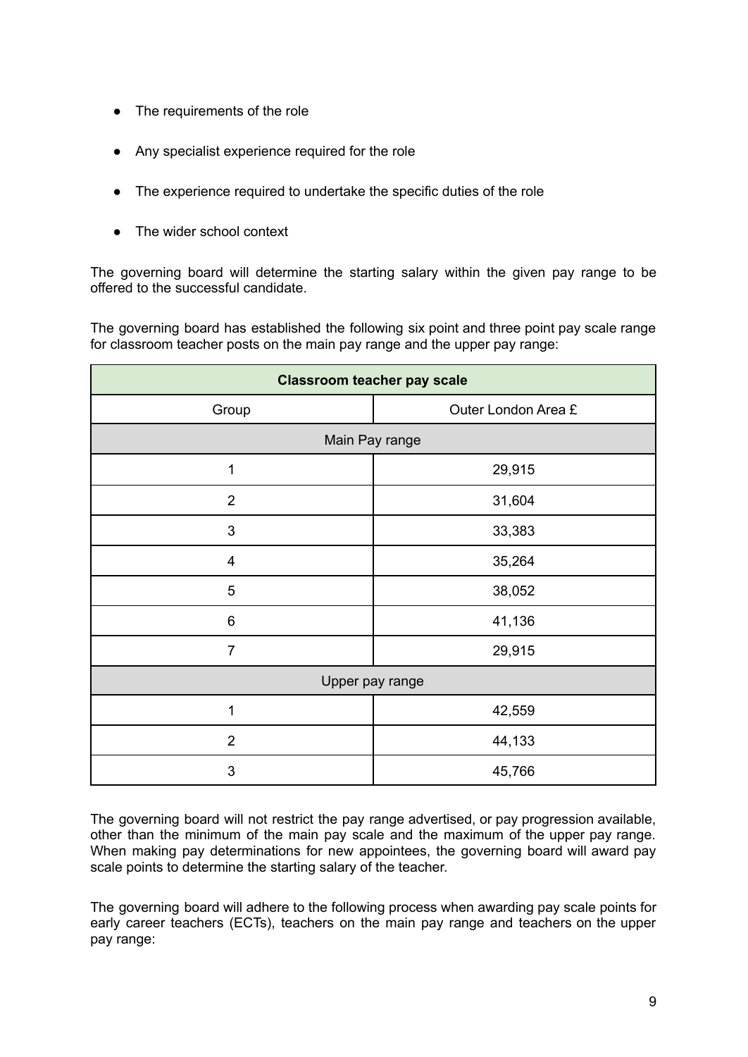- The requirements of the role
- Any specialist experience required for the role
- The experience required to undertake the specific duties of the role
- The wider school context

The governing board will determine the starting salary within the given pay range to be offered to the successful candidate.

The governing board has established the following six point and three point pay scale range for classroom teacher posts on the main pay range and the upper pay range:

| **Classroom teacher pay scale** | |
|---|---|
| Group | Outer London Area £ |
| Main Pay range | |
| 1 | 29,915 |
| 2 | 31,604 |
| 3 | 33,383 |
| 4 | 35,264 |
| 5 | 38,052 |
| 6 | 41,136 |
| 7 | 29,915 |
| Upper pay range | |
| 1 | 42,559 |
| 2 | 44,133 |
| 3 | 45,766 |

The governing board will not restrict the pay range advertised, or pay progression available, other than the minimum of the main pay scale and the maximum of the upper pay range. When making pay determinations for new appointees, the governing board will award pay scale points to determine the starting salary of the teacher.

The governing board will adhere to the following process when awarding pay scale points for early career teachers (ECTs), teachers on the main pay range and teachers on the upper pay range: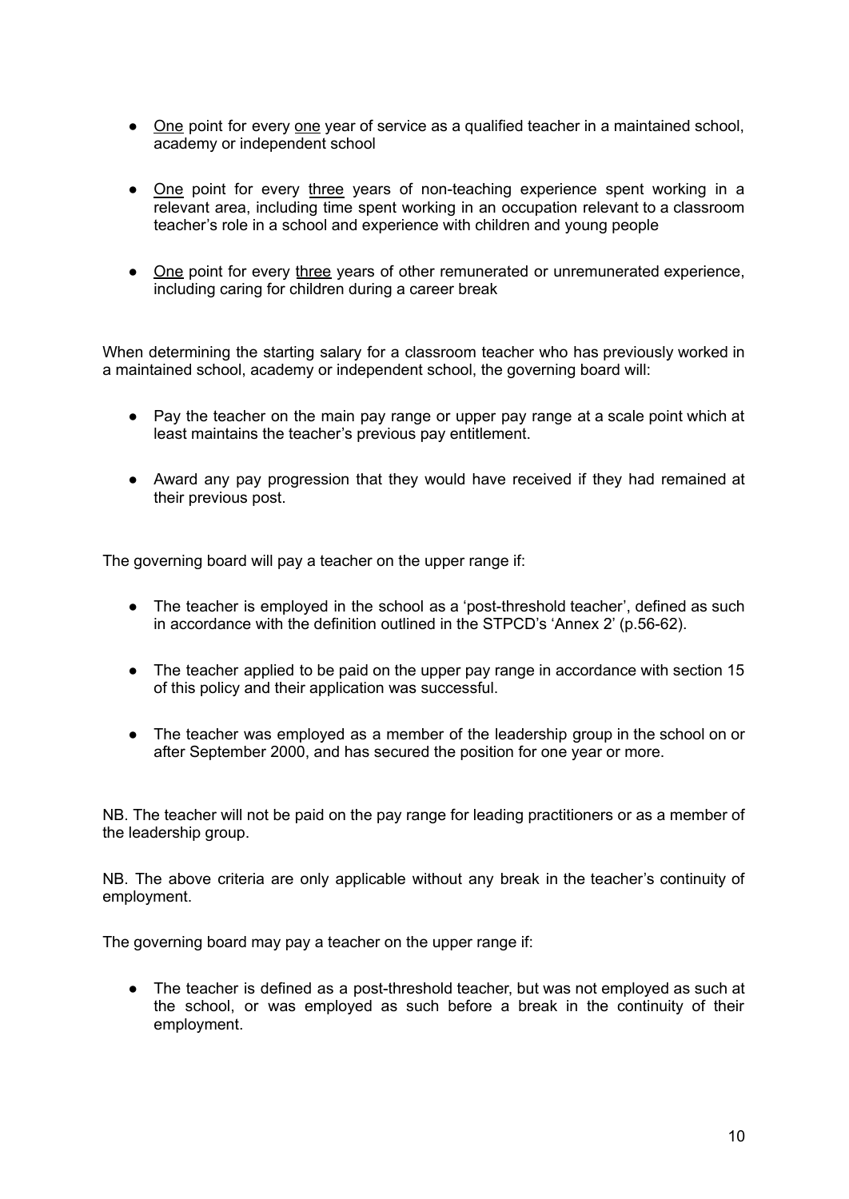- <u>One</u> point for every <u>one</u> year of service as a qualified teacher in a maintained school, academy or independent school

- <u>One</u> point for every <u>three</u> years of non-teaching experience spent working in a relevant area, including time spent working in an occupation relevant to a classroom teacher's role in a school and experience with children and young people

- <u>One</u> point for every <u>three</u> years of other remunerated or unremunerated experience, including caring for children during a career break

When determining the starting salary for a classroom teacher who has previously worked in a maintained school, academy or independent school, the governing board will:

- Pay the teacher on the main pay range or upper pay range at a scale point which at least maintains the teacher's previous pay entitlement.

- Award any pay progression that they would have received if they had remained at their previous post.

The governing board will pay a teacher on the upper range if:

- The teacher is employed in the school as a 'post-threshold teacher', defined as such in accordance with the definition outlined in the STPCD's 'Annex 2' (p.56-62).

- The teacher applied to be paid on the upper pay range in accordance with section 15 of this policy and their application was successful.

- The teacher was employed as a member of the leadership group in the school on or after September 2000, and has secured the position for one year or more.

NB. The teacher will not be paid on the pay range for leading practitioners or as a member of the leadership group.

NB. The above criteria are only applicable without any break in the teacher's continuity of employment.

The governing board may pay a teacher on the upper range if:

- The teacher is defined as a post-threshold teacher, but was not employed as such at the school, or was employed as such before a break in the continuity of their employment.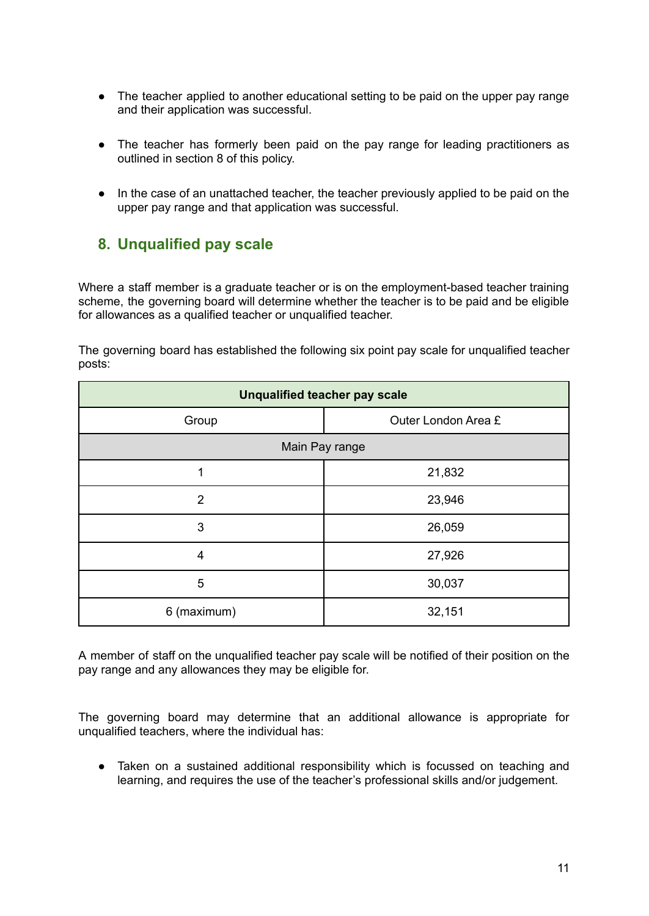- The teacher applied to another educational setting to be paid on the upper pay range and their application was successful.

- The teacher has formerly been paid on the pay range for leading practitioners as outlined in section 8 of this policy.

- In the case of an unattached teacher, the teacher previously applied to be paid on the upper pay range and that application was successful.

## 8. Unqualified pay scale

Where a staff member is a graduate teacher or is on the employment-based teacher training scheme, the governing board will determine whether the teacher is to be paid and be eligible for allowances as a qualified teacher or unqualified teacher.

The governing board has established the following six point pay scale for unqualified teacher posts:

| **Unqualified teacher pay scale** | |
|---|---|
| Group | Outer London Area £ |
| Main Pay range | |
| 1 | 21,832 |
| 2 | 23,946 |
| 3 | 26,059 |
| 4 | 27,926 |
| 5 | 30,037 |
| 6 (maximum) | 32,151 |

A member of staff on the unqualified teacher pay scale will be notified of their position on the pay range and any allowances they may be eligible for.

The governing board may determine that an additional allowance is appropriate for unqualified teachers, where the individual has:

- Taken on a sustained additional responsibility which is focussed on teaching and learning, and requires the use of the teacher's professional skills and/or judgement.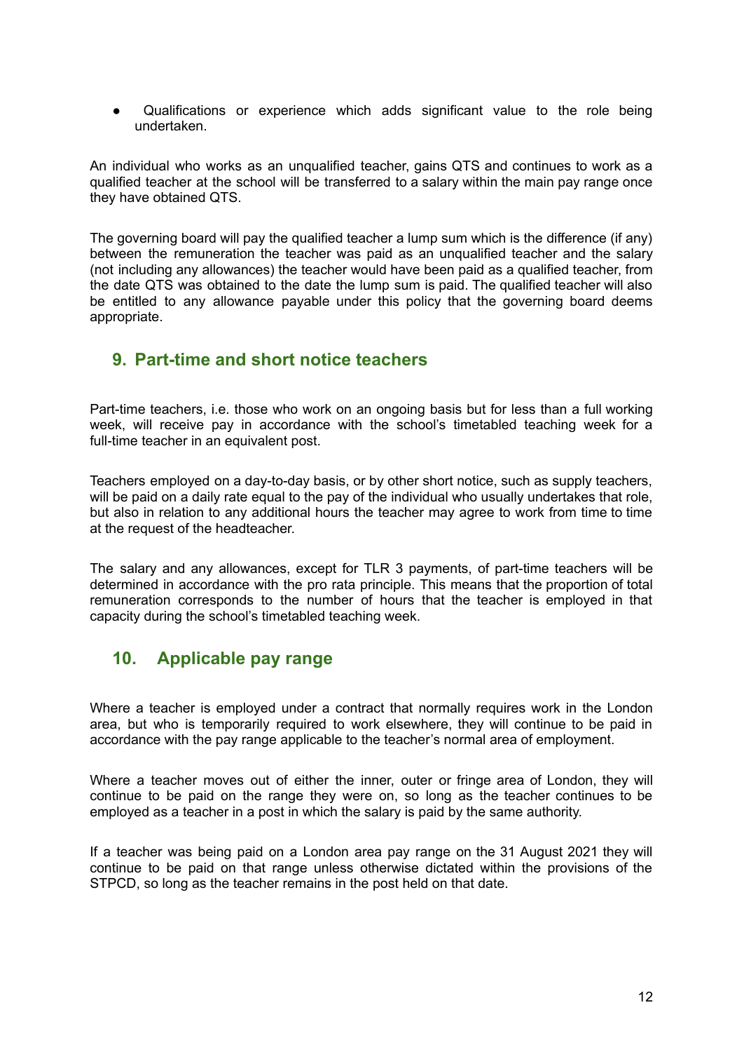- Qualifications or experience which adds significant value to the role being undertaken.

An individual who works as an unqualified teacher, gains QTS and continues to work as a qualified teacher at the school will be transferred to a salary within the main pay range once they have obtained QTS.

The governing board will pay the qualified teacher a lump sum which is the difference (if any) between the remuneration the teacher was paid as an unqualified teacher and the salary (not including any allowances) the teacher would have been paid as a qualified teacher, from the date QTS was obtained to the date the lump sum is paid. The qualified teacher will also be entitled to any allowance payable under this policy that the governing board deems appropriate.

## 9. Part-time and short notice teachers

Part-time teachers, i.e. those who work on an ongoing basis but for less than a full working week, will receive pay in accordance with the school's timetabled teaching week for a full-time teacher in an equivalent post.

Teachers employed on a day-to-day basis, or by other short notice, such as supply teachers, will be paid on a daily rate equal to the pay of the individual who usually undertakes that role, but also in relation to any additional hours the teacher may agree to work from time to time at the request of the headteacher.

The salary and any allowances, except for TLR 3 payments, of part-time teachers will be determined in accordance with the pro rata principle. This means that the proportion of total remuneration corresponds to the number of hours that the teacher is employed in that capacity during the school's timetabled teaching week.

## 10. Applicable pay range

Where a teacher is employed under a contract that normally requires work in the London area, but who is temporarily required to work elsewhere, they will continue to be paid in accordance with the pay range applicable to the teacher's normal area of employment.

Where a teacher moves out of either the inner, outer or fringe area of London, they will continue to be paid on the range they were on, so long as the teacher continues to be employed as a teacher in a post in which the salary is paid by the same authority.

If a teacher was being paid on a London area pay range on the 31 August 2021 they will continue to be paid on that range unless otherwise dictated within the provisions of the STPCD, so long as the teacher remains in the post held on that date.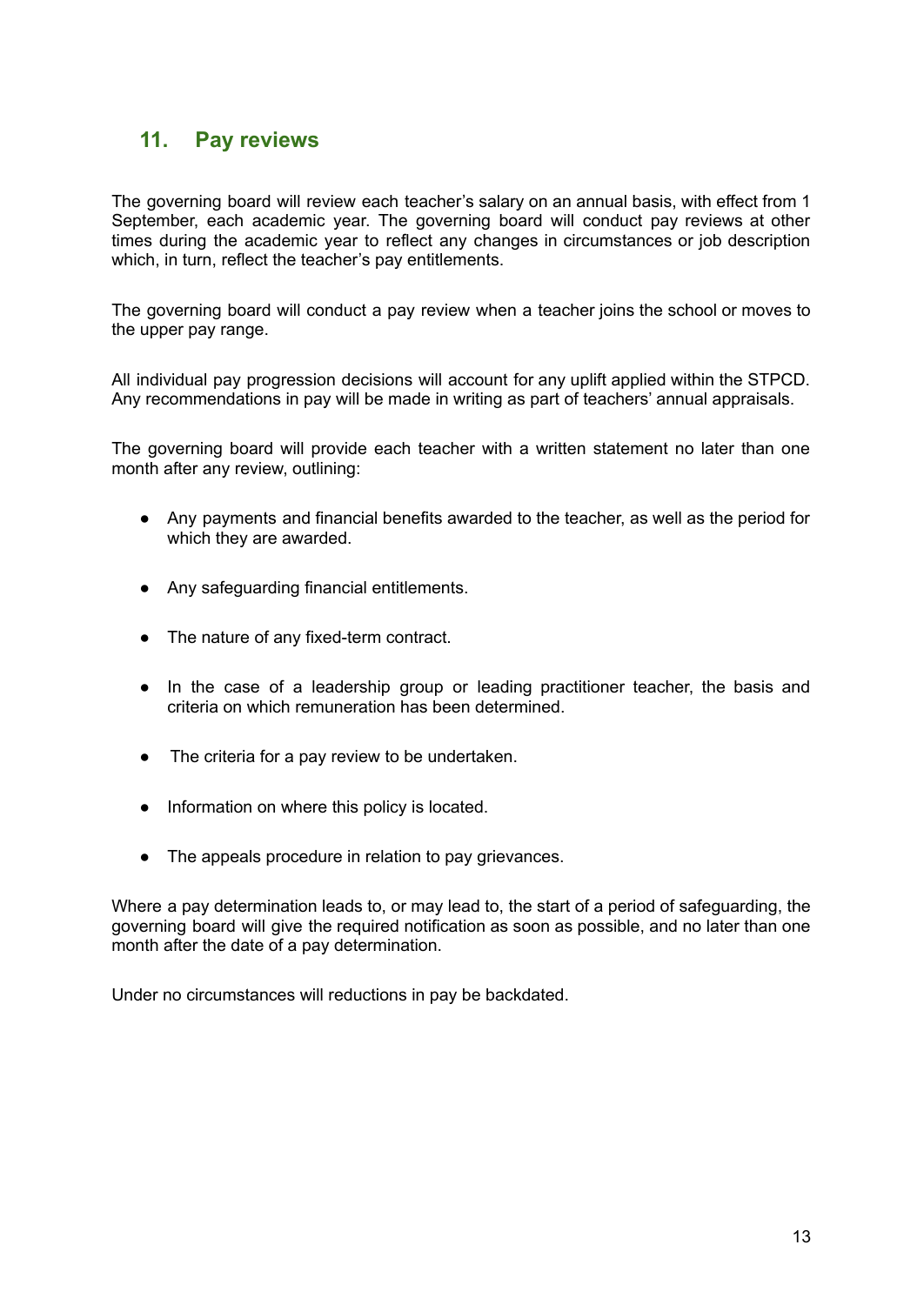## 11. Pay reviews

The governing board will review each teacher's salary on an annual basis, with effect from 1 September, each academic year. The governing board will conduct pay reviews at other times during the academic year to reflect any changes in circumstances or job description which, in turn, reflect the teacher's pay entitlements.

The governing board will conduct a pay review when a teacher joins the school or moves to the upper pay range.

All individual pay progression decisions will account for any uplift applied within the STPCD. Any recommendations in pay will be made in writing as part of teachers' annual appraisals.

The governing board will provide each teacher with a written statement no later than one month after any review, outlining:

- Any payments and financial benefits awarded to the teacher, as well as the period for which they are awarded.
- Any safeguarding financial entitlements.
- The nature of any fixed-term contract.
- In the case of a leadership group or leading practitioner teacher, the basis and criteria on which remuneration has been determined.
- The criteria for a pay review to be undertaken.
- Information on where this policy is located.
- The appeals procedure in relation to pay grievances.

Where a pay determination leads to, or may lead to, the start of a period of safeguarding, the governing board will give the required notification as soon as possible, and no later than one month after the date of a pay determination.

Under no circumstances will reductions in pay be backdated.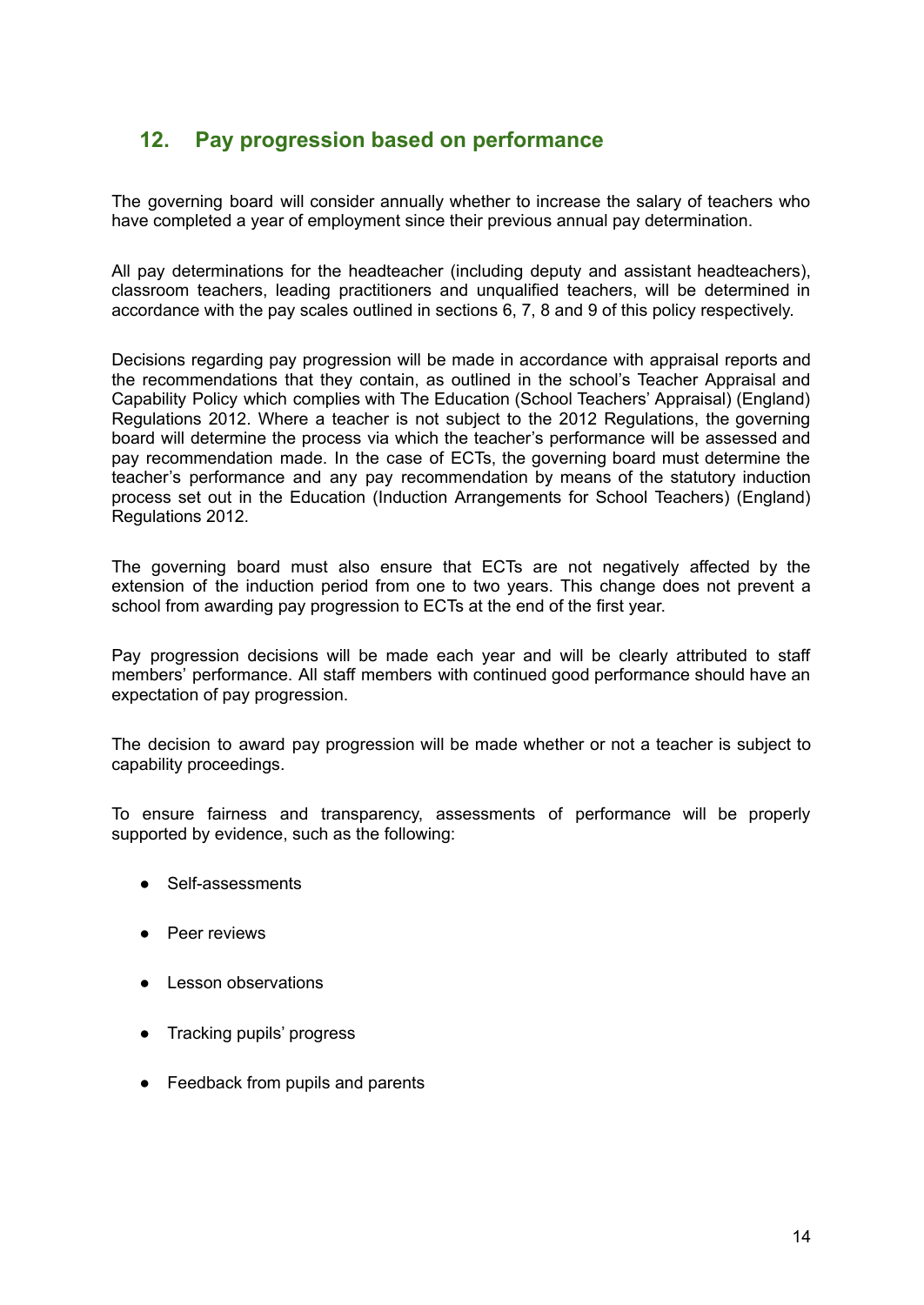## 12. Pay progression based on performance

The governing board will consider annually whether to increase the salary of teachers who have completed a year of employment since their previous annual pay determination.

All pay determinations for the headteacher (including deputy and assistant headteachers), classroom teachers, leading practitioners and unqualified teachers, will be determined in accordance with the pay scales outlined in sections 6, 7, 8 and 9 of this policy respectively.

Decisions regarding pay progression will be made in accordance with appraisal reports and the recommendations that they contain, as outlined in the school's Teacher Appraisal and Capability Policy which complies with The Education (School Teachers' Appraisal) (England) Regulations 2012. Where a teacher is not subject to the 2012 Regulations, the governing board will determine the process via which the teacher's performance will be assessed and pay recommendation made. In the case of ECTs, the governing board must determine the teacher's performance and any pay recommendation by means of the statutory induction process set out in the Education (Induction Arrangements for School Teachers) (England) Regulations 2012.

The governing board must also ensure that ECTs are not negatively affected by the extension of the induction period from one to two years. This change does not prevent a school from awarding pay progression to ECTs at the end of the first year.

Pay progression decisions will be made each year and will be clearly attributed to staff members' performance. All staff members with continued good performance should have an expectation of pay progression.

The decision to award pay progression will be made whether or not a teacher is subject to capability proceedings.

To ensure fairness and transparency, assessments of performance will be properly supported by evidence, such as the following:

- Self-assessments
- Peer reviews
- Lesson observations
- Tracking pupils' progress
- Feedback from pupils and parents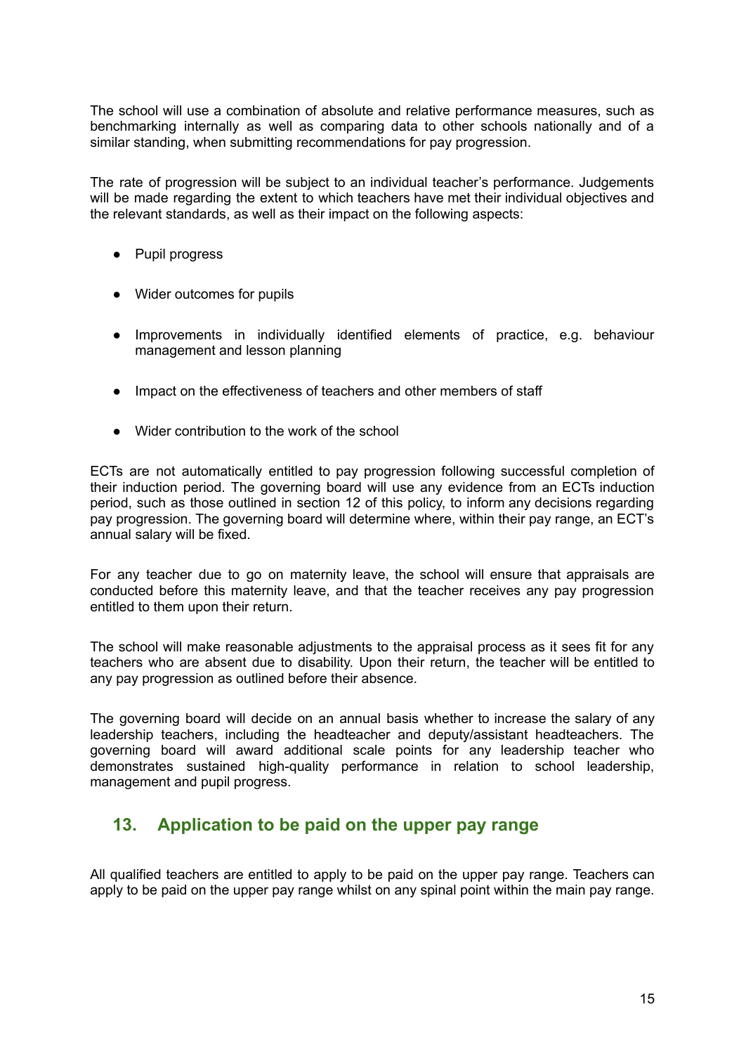The school will use a combination of absolute and relative performance measures, such as benchmarking internally as well as comparing data to other schools nationally and of a similar standing, when submitting recommendations for pay progression.

The rate of progression will be subject to an individual teacher's performance. Judgements will be made regarding the extent to which teachers have met their individual objectives and the relevant standards, as well as their impact on the following aspects:

- Pupil progress
- Wider outcomes for pupils
- Improvements in individually identified elements of practice, e.g. behaviour management and lesson planning
- Impact on the effectiveness of teachers and other members of staff
- Wider contribution to the work of the school

ECTs are not automatically entitled to pay progression following successful completion of their induction period. The governing board will use any evidence from an ECTs induction period, such as those outlined in section 12 of this policy, to inform any decisions regarding pay progression. The governing board will determine where, within their pay range, an ECT's annual salary will be fixed.

For any teacher due to go on maternity leave, the school will ensure that appraisals are conducted before this maternity leave, and that the teacher receives any pay progression entitled to them upon their return.

The school will make reasonable adjustments to the appraisal process as it sees fit for any teachers who are absent due to disability. Upon their return, the teacher will be entitled to any pay progression as outlined before their absence.

The governing board will decide on an annual basis whether to increase the salary of any leadership teachers, including the headteacher and deputy/assistant headteachers. The governing board will award additional scale points for any leadership teacher who demonstrates sustained high-quality performance in relation to school leadership, management and pupil progress.

## 13. Application to be paid on the upper pay range

All qualified teachers are entitled to apply to be paid on the upper pay range. Teachers can apply to be paid on the upper pay range whilst on any spinal point within the main pay range.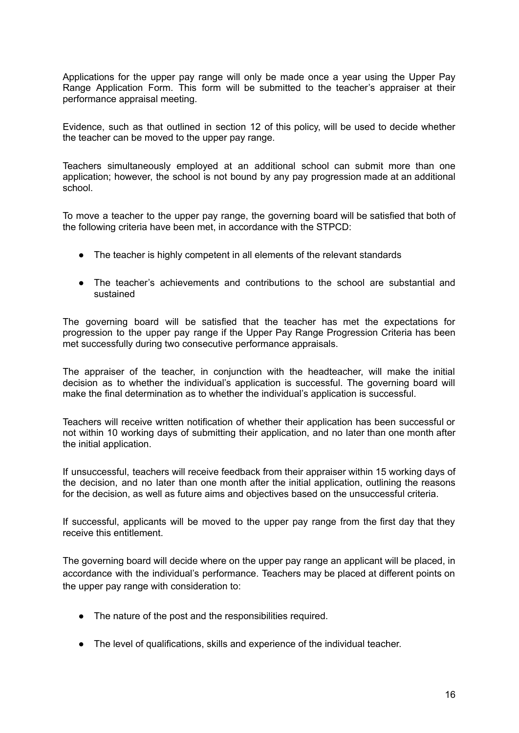Applications for the upper pay range will only be made once a year using the Upper Pay Range Application Form. This form will be submitted to the teacher's appraiser at their performance appraisal meeting.

Evidence, such as that outlined in section 12 of this policy, will be used to decide whether the teacher can be moved to the upper pay range.

Teachers simultaneously employed at an additional school can submit more than one application; however, the school is not bound by any pay progression made at an additional school.

To move a teacher to the upper pay range, the governing board will be satisfied that both of the following criteria have been met, in accordance with the STPCD:

- The teacher is highly competent in all elements of the relevant standards
- The teacher's achievements and contributions to the school are substantial and sustained

The governing board will be satisfied that the teacher has met the expectations for progression to the upper pay range if the Upper Pay Range Progression Criteria has been met successfully during two consecutive performance appraisals.

The appraiser of the teacher, in conjunction with the headteacher, will make the initial decision as to whether the individual's application is successful. The governing board will make the final determination as to whether the individual's application is successful.

Teachers will receive written notification of whether their application has been successful or not within 10 working days of submitting their application, and no later than one month after the initial application.

If unsuccessful, teachers will receive feedback from their appraiser within 15 working days of the decision, and no later than one month after the initial application, outlining the reasons for the decision, as well as future aims and objectives based on the unsuccessful criteria.

If successful, applicants will be moved to the upper pay range from the first day that they receive this entitlement.

The governing board will decide where on the upper pay range an applicant will be placed, in accordance with the individual's performance. Teachers may be placed at different points on the upper pay range with consideration to:

- The nature of the post and the responsibilities required.
- The level of qualifications, skills and experience of the individual teacher.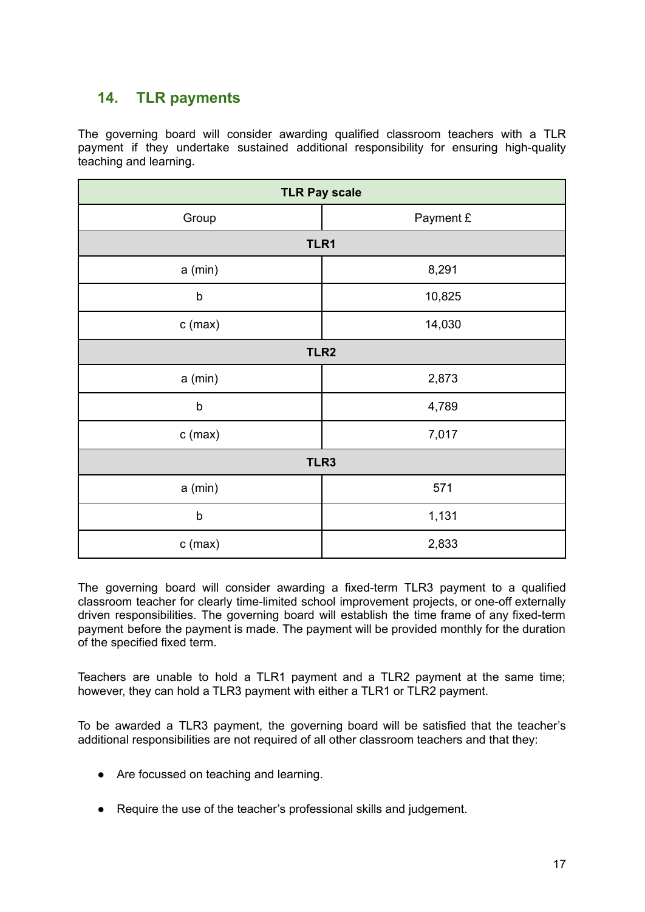## 14. TLR payments

The governing board will consider awarding qualified classroom teachers with a TLR payment if they undertake sustained additional responsibility for ensuring high-quality teaching and learning.

| TLR Pay scale | |
|---|---|
| Group | Payment £ |
| **TLR1** | |
| a (min) | 8,291 |
| b | 10,825 |
| c (max) | 14,030 |
| **TLR2** | |
| a (min) | 2,873 |
| b | 4,789 |
| c (max) | 7,017 |
| **TLR3** | |
| a (min) | 571 |
| b | 1,131 |
| c (max) | 2,833 |

The governing board will consider awarding a fixed-term TLR3 payment to a qualified classroom teacher for clearly time-limited school improvement projects, or one-off externally driven responsibilities. The governing board will establish the time frame of any fixed-term payment before the payment is made. The payment will be provided monthly for the duration of the specified fixed term.

Teachers are unable to hold a TLR1 payment and a TLR2 payment at the same time; however, they can hold a TLR3 payment with either a TLR1 or TLR2 payment.

To be awarded a TLR3 payment, the governing board will be satisfied that the teacher's additional responsibilities are not required of all other classroom teachers and that they:

- Are focussed on teaching and learning.
- Require the use of the teacher's professional skills and judgement.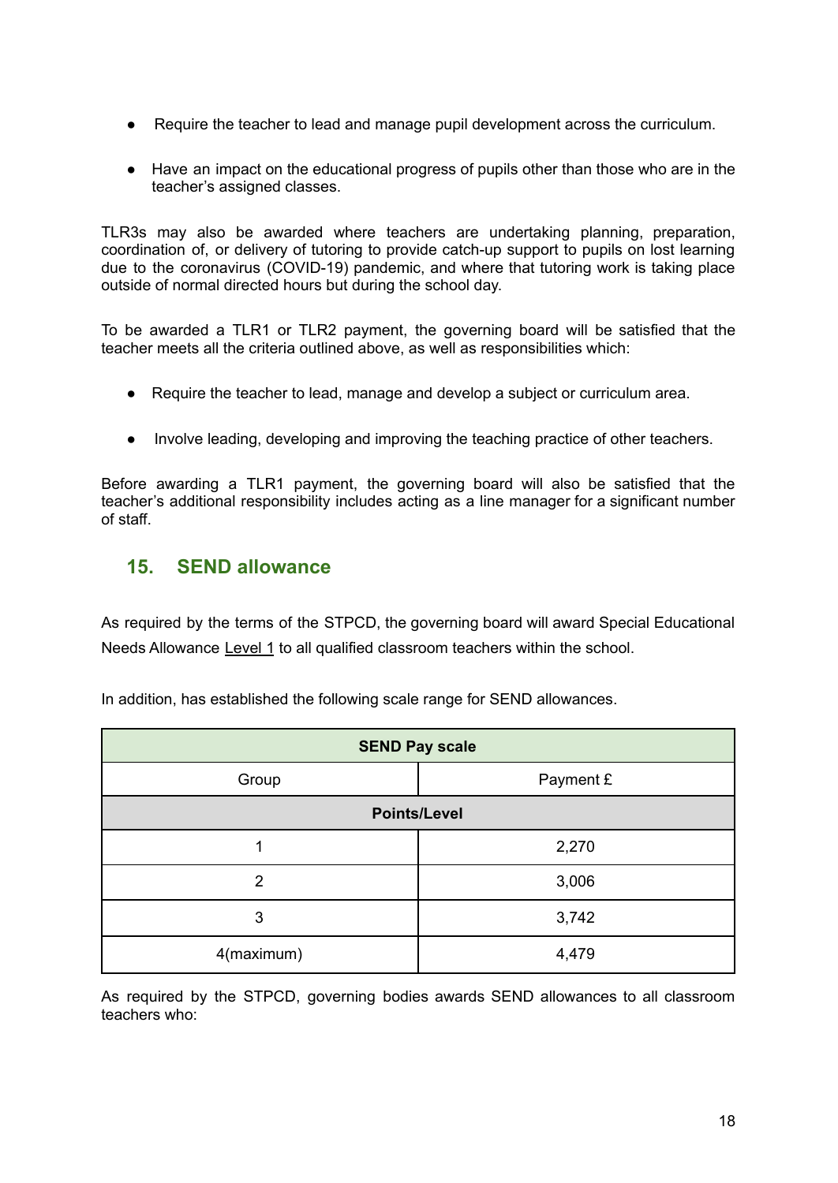- Require the teacher to lead and manage pupil development across the curriculum.
- Have an impact on the educational progress of pupils other than those who are in the teacher's assigned classes.

TLR3s may also be awarded where teachers are undertaking planning, preparation, coordination of, or delivery of tutoring to provide catch-up support to pupils on lost learning due to the coronavirus (COVID-19) pandemic, and where that tutoring work is taking place outside of normal directed hours but during the school day.

To be awarded a TLR1 or TLR2 payment, the governing board will be satisfied that the teacher meets all the criteria outlined above, as well as responsibilities which:

- Require the teacher to lead, manage and develop a subject or curriculum area.
- Involve leading, developing and improving the teaching practice of other teachers.

Before awarding a TLR1 payment, the governing board will also be satisfied that the teacher's additional responsibility includes acting as a line manager for a significant number of staff.

## 15. SEND allowance

As required by the terms of the STPCD, the governing board will award Special Educational Needs Allowance Level 1 to all qualified classroom teachers within the school.

In addition, has established the following scale range for SEND allowances.

| **SEND Pay scale** | |
|---|---|
| Group | Payment £ |
| **Points/Level** | |
| 1 | 2,270 |
| 2 | 3,006 |
| 3 | 3,742 |
| 4(maximum) | 4,479 |

As required by the STPCD, governing bodies awards SEND allowances to all classroom teachers who: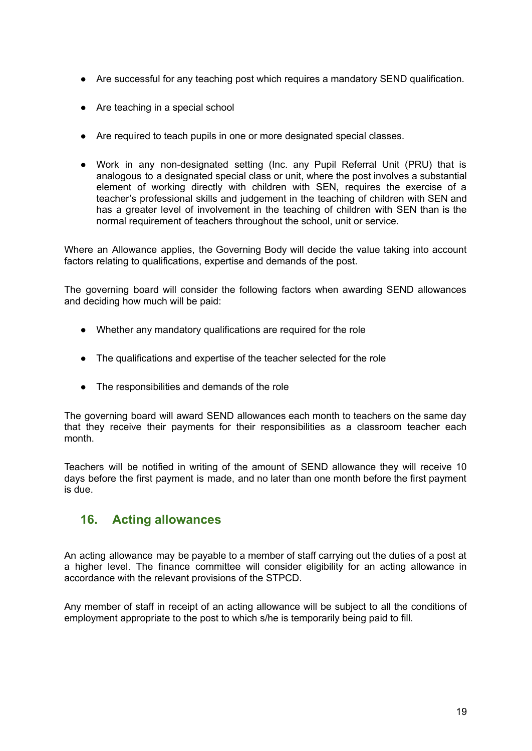- Are successful for any teaching post which requires a mandatory SEND qualification.
- Are teaching in a special school
- Are required to teach pupils in one or more designated special classes.
- Work in any non-designated setting (Inc. any Pupil Referral Unit (PRU) that is analogous to a designated special class or unit, where the post involves a substantial element of working directly with children with SEN, requires the exercise of a teacher's professional skills and judgement in the teaching of children with SEN and has a greater level of involvement in the teaching of children with SEN than is the normal requirement of teachers throughout the school, unit or service.

Where an Allowance applies, the Governing Body will decide the value taking into account factors relating to qualifications, expertise and demands of the post.

The governing board will consider the following factors when awarding SEND allowances and deciding how much will be paid:

- Whether any mandatory qualifications are required for the role
- The qualifications and expertise of the teacher selected for the role
- The responsibilities and demands of the role

The governing board will award SEND allowances each month to teachers on the same day that they receive their payments for their responsibilities as a classroom teacher each month.

Teachers will be notified in writing of the amount of SEND allowance they will receive 10 days before the first payment is made, and no later than one month before the first payment is due.

## 16. Acting allowances

An acting allowance may be payable to a member of staff carrying out the duties of a post at a higher level. The finance committee will consider eligibility for an acting allowance in accordance with the relevant provisions of the STPCD.

Any member of staff in receipt of an acting allowance will be subject to all the conditions of employment appropriate to the post to which s/he is temporarily being paid to fill.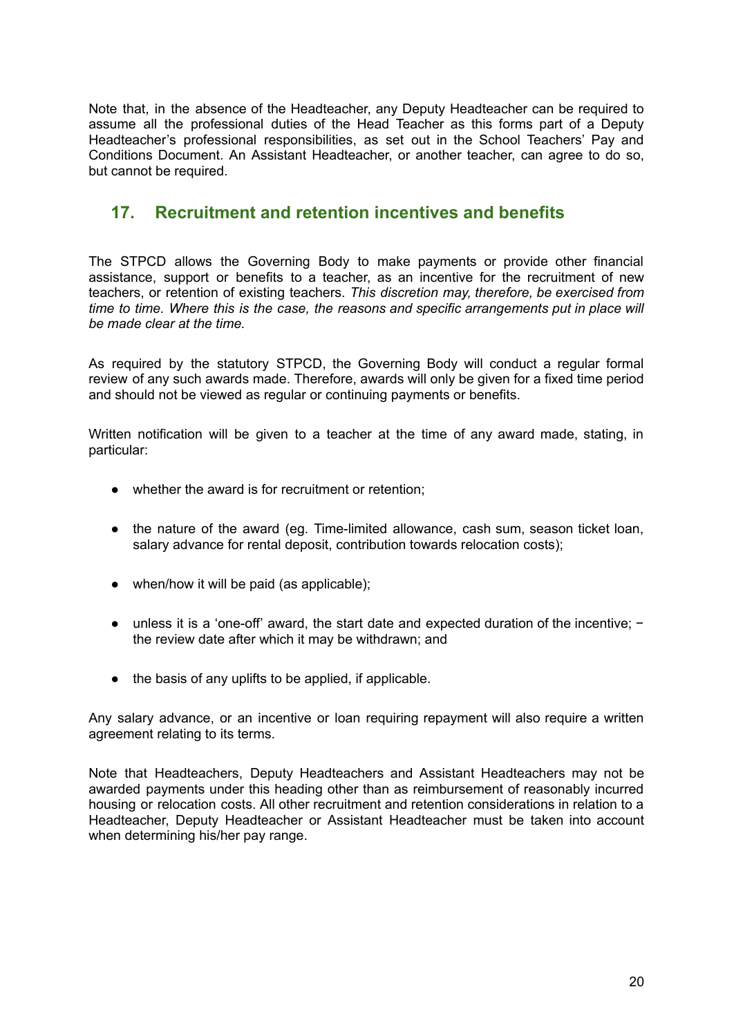Note that, in the absence of the Headteacher, any Deputy Headteacher can be required to assume all the professional duties of the Head Teacher as this forms part of a Deputy Headteacher's professional responsibilities, as set out in the School Teachers' Pay and Conditions Document. An Assistant Headteacher, or another teacher, can agree to do so, but cannot be required.

## 17. Recruitment and retention incentives and benefits

The STPCD allows the Governing Body to make payments or provide other financial assistance, support or benefits to a teacher, as an incentive for the recruitment of new teachers, or retention of existing teachers. *This discretion may, therefore, be exercised from time to time. Where this is the case, the reasons and specific arrangements put in place will be made clear at the time.*

As required by the statutory STPCD, the Governing Body will conduct a regular formal review of any such awards made. Therefore, awards will only be given for a fixed time period and should not be viewed as regular or continuing payments or benefits.

Written notification will be given to a teacher at the time of any award made, stating, in particular:

- whether the award is for recruitment or retention;
- the nature of the award (eg. Time-limited allowance, cash sum, season ticket loan, salary advance for rental deposit, contribution towards relocation costs);
- when/how it will be paid (as applicable);
- unless it is a 'one-off' award, the start date and expected duration of the incentive; − the review date after which it may be withdrawn; and
- the basis of any uplifts to be applied, if applicable.

Any salary advance, or an incentive or loan requiring repayment will also require a written agreement relating to its terms.

Note that Headteachers, Deputy Headteachers and Assistant Headteachers may not be awarded payments under this heading other than as reimbursement of reasonably incurred housing or relocation costs. All other recruitment and retention considerations in relation to a Headteacher, Deputy Headteacher or Assistant Headteacher must be taken into account when determining his/her pay range.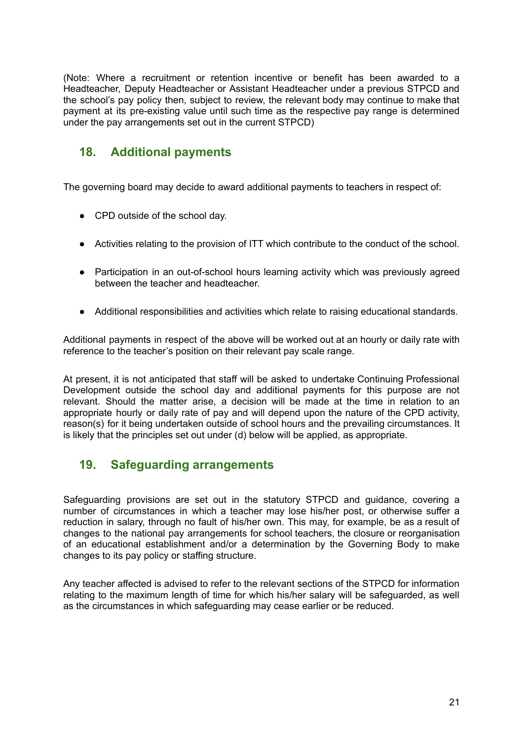(Note: Where a recruitment or retention incentive or benefit has been awarded to a Headteacher, Deputy Headteacher or Assistant Headteacher under a previous STPCD and the school's pay policy then, subject to review, the relevant body may continue to make that payment at its pre-existing value until such time as the respective pay range is determined under the pay arrangements set out in the current STPCD)

## 18. Additional payments

The governing board may decide to award additional payments to teachers in respect of:

- CPD outside of the school day.
- Activities relating to the provision of ITT which contribute to the conduct of the school.
- Participation in an out-of-school hours learning activity which was previously agreed between the teacher and headteacher.
- Additional responsibilities and activities which relate to raising educational standards.

Additional payments in respect of the above will be worked out at an hourly or daily rate with reference to the teacher's position on their relevant pay scale range.

At present, it is not anticipated that staff will be asked to undertake Continuing Professional Development outside the school day and additional payments for this purpose are not relevant. Should the matter arise, a decision will be made at the time in relation to an appropriate hourly or daily rate of pay and will depend upon the nature of the CPD activity, reason(s) for it being undertaken outside of school hours and the prevailing circumstances. It is likely that the principles set out under (d) below will be applied, as appropriate.

## 19. Safeguarding arrangements

Safeguarding provisions are set out in the statutory STPCD and guidance, covering a number of circumstances in which a teacher may lose his/her post, or otherwise suffer a reduction in salary, through no fault of his/her own. This may, for example, be as a result of changes to the national pay arrangements for school teachers, the closure or reorganisation of an educational establishment and/or a determination by the Governing Body to make changes to its pay policy or staffing structure.

Any teacher affected is advised to refer to the relevant sections of the STPCD for information relating to the maximum length of time for which his/her salary will be safeguarded, as well as the circumstances in which safeguarding may cease earlier or be reduced.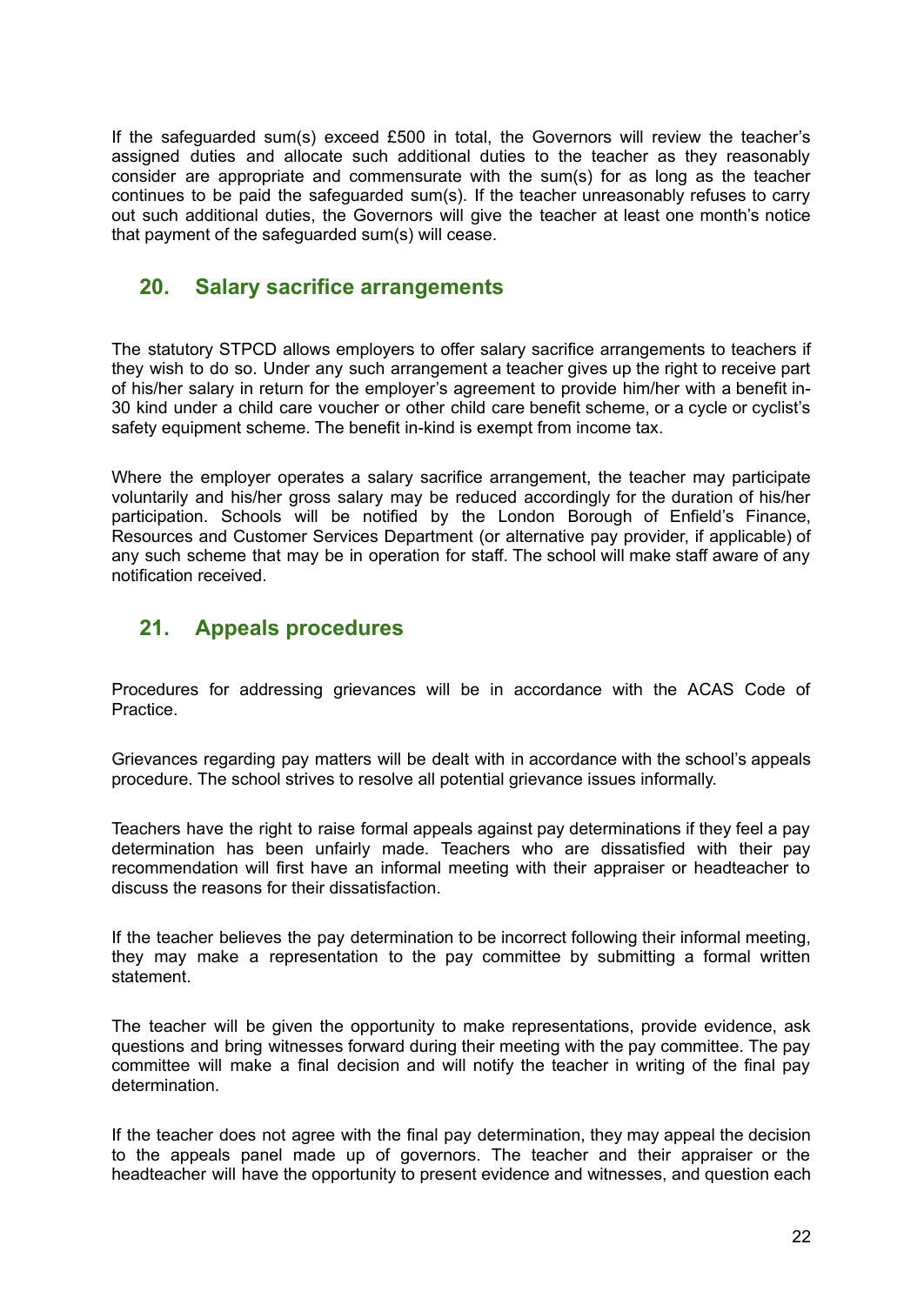If the safeguarded sum(s) exceed £500 in total, the Governors will review the teacher's assigned duties and allocate such additional duties to the teacher as they reasonably consider are appropriate and commensurate with the sum(s) for as long as the teacher continues to be paid the safeguarded sum(s). If the teacher unreasonably refuses to carry out such additional duties, the Governors will give the teacher at least one month's notice that payment of the safeguarded sum(s) will cease.

## 20. Salary sacrifice arrangements

The statutory STPCD allows employers to offer salary sacrifice arrangements to teachers if they wish to do so. Under any such arrangement a teacher gives up the right to receive part of his/her salary in return for the employer's agreement to provide him/her with a benefit in-30 kind under a child care voucher or other child care benefit scheme, or a cycle or cyclist's safety equipment scheme. The benefit in-kind is exempt from income tax.

Where the employer operates a salary sacrifice arrangement, the teacher may participate voluntarily and his/her gross salary may be reduced accordingly for the duration of his/her participation. Schools will be notified by the London Borough of Enfield's Finance, Resources and Customer Services Department (or alternative pay provider, if applicable) of any such scheme that may be in operation for staff. The school will make staff aware of any notification received.

## 21. Appeals procedures

Procedures for addressing grievances will be in accordance with the ACAS Code of Practice.

Grievances regarding pay matters will be dealt with in accordance with the school's appeals procedure. The school strives to resolve all potential grievance issues informally.

Teachers have the right to raise formal appeals against pay determinations if they feel a pay determination has been unfairly made. Teachers who are dissatisfied with their pay recommendation will first have an informal meeting with their appraiser or headteacher to discuss the reasons for their dissatisfaction.

If the teacher believes the pay determination to be incorrect following their informal meeting, they may make a representation to the pay committee by submitting a formal written statement.

The teacher will be given the opportunity to make representations, provide evidence, ask questions and bring witnesses forward during their meeting with the pay committee. The pay committee will make a final decision and will notify the teacher in writing of the final pay determination.

If the teacher does not agree with the final pay determination, they may appeal the decision to the appeals panel made up of governors. The teacher and their appraiser or the headteacher will have the opportunity to present evidence and witnesses, and question each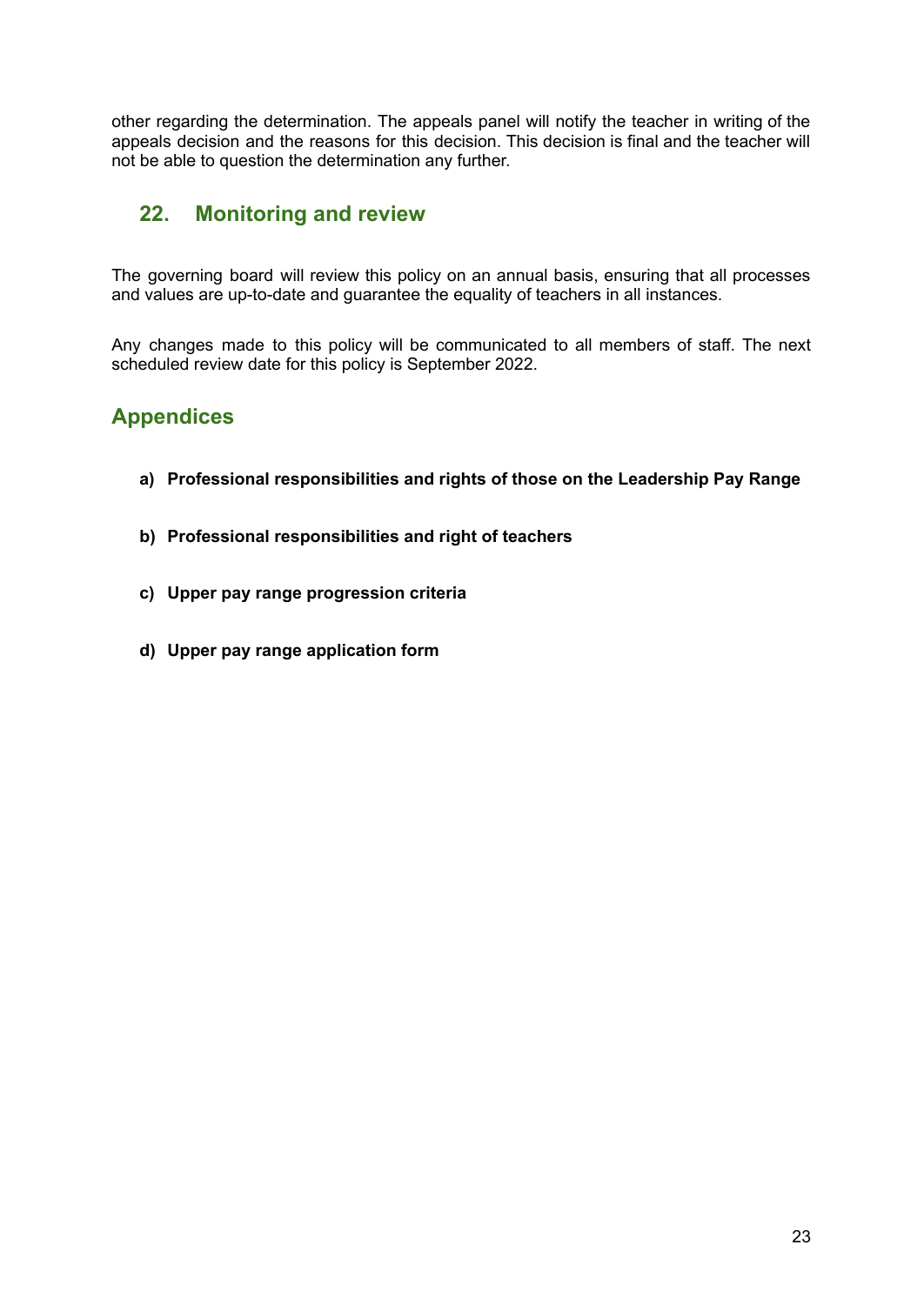other regarding the determination. The appeals panel will notify the teacher in writing of the appeals decision and the reasons for this decision. This decision is final and the teacher will not be able to question the determination any further.

## 22. Monitoring and review

The governing board will review this policy on an annual basis, ensuring that all processes and values are up-to-date and guarantee the equality of teachers in all instances.

Any changes made to this policy will be communicated to all members of staff. The next scheduled review date for this policy is September 2022.

## Appendices

a) **Professional responsibilities and rights of those on the Leadership Pay Range**

b) **Professional responsibilities and right of teachers**

c) **Upper pay range progression criteria**

d) **Upper pay range application form**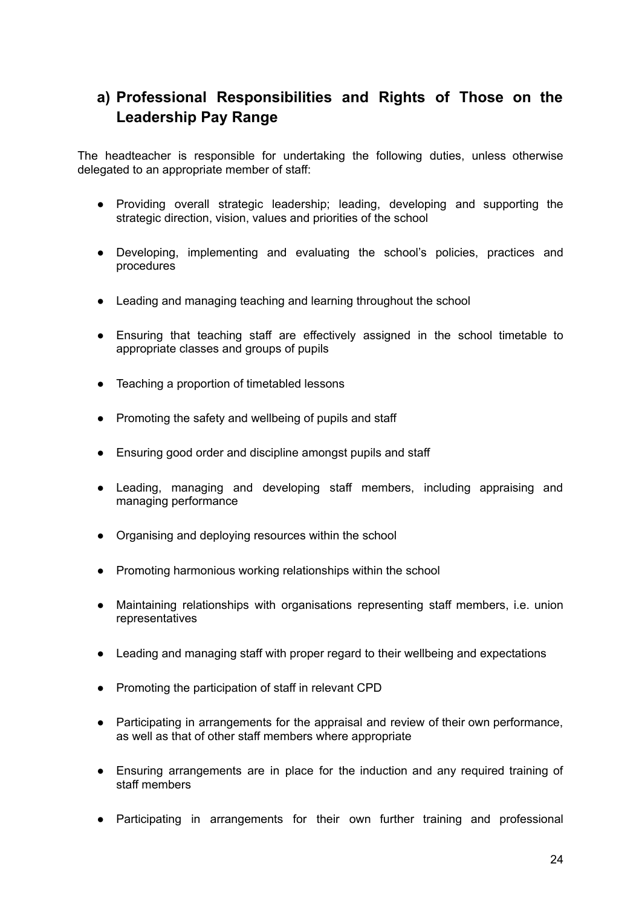## a) Professional Responsibilities and Rights of Those on the Leadership Pay Range

The headteacher is responsible for undertaking the following duties, unless otherwise delegated to an appropriate member of staff:

- Providing overall strategic leadership; leading, developing and supporting the strategic direction, vision, values and priorities of the school
- Developing, implementing and evaluating the school's policies, practices and procedures
- Leading and managing teaching and learning throughout the school
- Ensuring that teaching staff are effectively assigned in the school timetable to appropriate classes and groups of pupils
- Teaching a proportion of timetabled lessons
- Promoting the safety and wellbeing of pupils and staff
- Ensuring good order and discipline amongst pupils and staff
- Leading, managing and developing staff members, including appraising and managing performance
- Organising and deploying resources within the school
- Promoting harmonious working relationships within the school
- Maintaining relationships with organisations representing staff members, i.e. union representatives
- Leading and managing staff with proper regard to their wellbeing and expectations
- Promoting the participation of staff in relevant CPD
- Participating in arrangements for the appraisal and review of their own performance, as well as that of other staff members where appropriate
- Ensuring arrangements are in place for the induction and any required training of staff members
- Participating in arrangements for their own further training and professional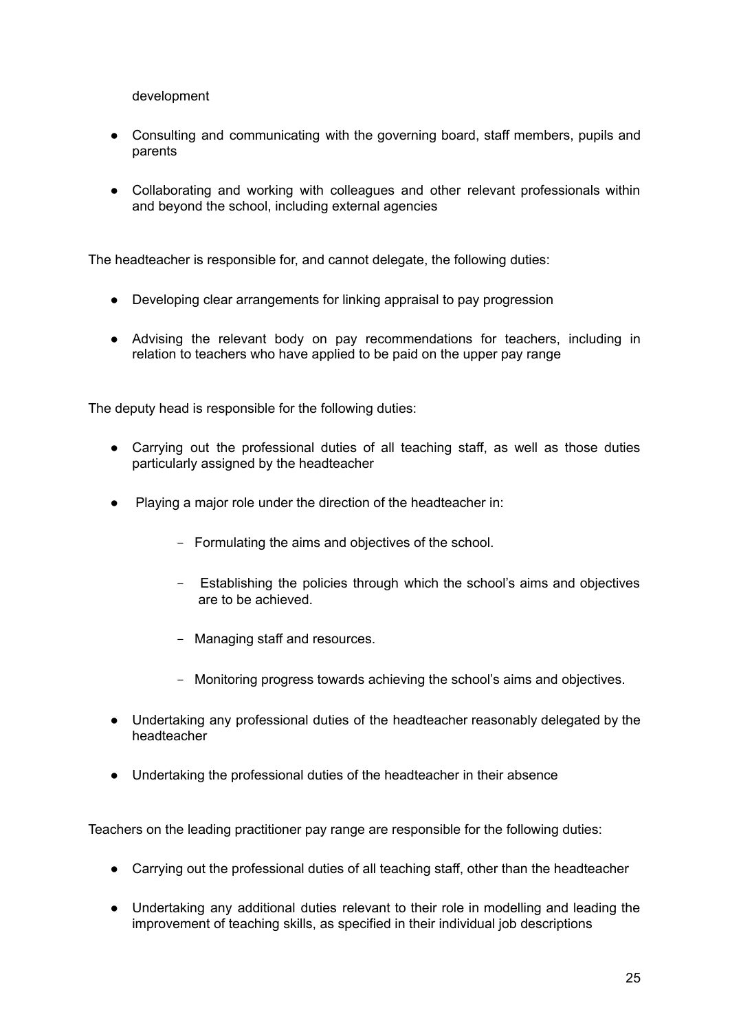development

- Consulting and communicating with the governing board, staff members, pupils and parents
- Collaborating and working with colleagues and other relevant professionals within and beyond the school, including external agencies

The headteacher is responsible for, and cannot delegate, the following duties:

- Developing clear arrangements for linking appraisal to pay progression
- Advising the relevant body on pay recommendations for teachers, including in relation to teachers who have applied to be paid on the upper pay range

The deputy head is responsible for the following duties:

- Carrying out the professional duties of all teaching staff, as well as those duties particularly assigned by the headteacher
- Playing a major role under the direction of the headteacher in:
    - Formulating the aims and objectives of the school.
    - Establishing the policies through which the school's aims and objectives are to be achieved.
    - Managing staff and resources.
    - Monitoring progress towards achieving the school's aims and objectives.
- Undertaking any professional duties of the headteacher reasonably delegated by the headteacher
- Undertaking the professional duties of the headteacher in their absence

Teachers on the leading practitioner pay range are responsible for the following duties:

- Carrying out the professional duties of all teaching staff, other than the headteacher
- Undertaking any additional duties relevant to their role in modelling and leading the improvement of teaching skills, as specified in their individual job descriptions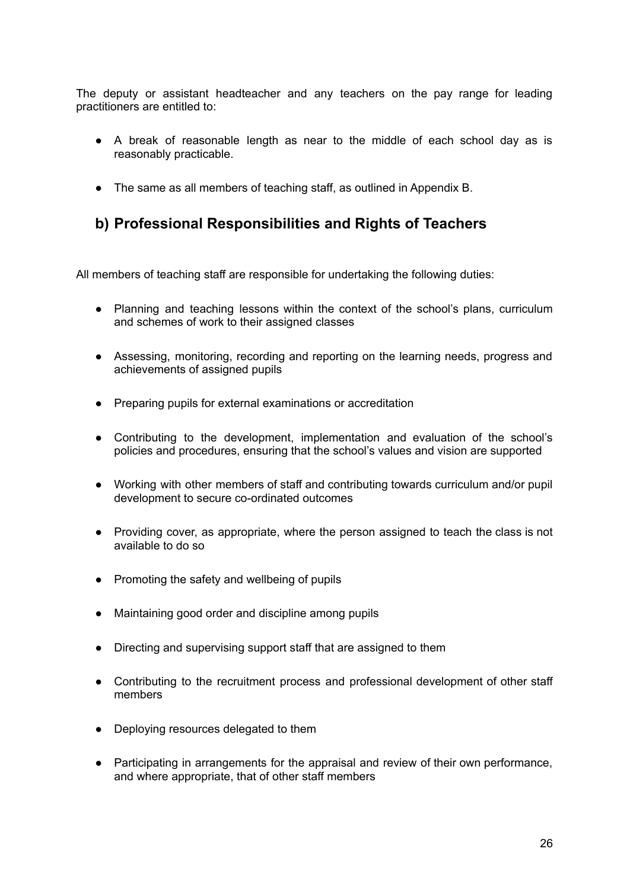The deputy or assistant headteacher and any teachers on the pay range for leading practitioners are entitled to:

- A break of reasonable length as near to the middle of each school day as is reasonably practicable.
- The same as all members of teaching staff, as outlined in Appendix B.

## b) Professional Responsibilities and Rights of Teachers

All members of teaching staff are responsible for undertaking the following duties:

- Planning and teaching lessons within the context of the school's plans, curriculum and schemes of work to their assigned classes
- Assessing, monitoring, recording and reporting on the learning needs, progress and achievements of assigned pupils
- Preparing pupils for external examinations or accreditation
- Contributing to the development, implementation and evaluation of the school's policies and procedures, ensuring that the school's values and vision are supported
- Working with other members of staff and contributing towards curriculum and/or pupil development to secure co-ordinated outcomes
- Providing cover, as appropriate, where the person assigned to teach the class is not available to do so
- Promoting the safety and wellbeing of pupils
- Maintaining good order and discipline among pupils
- Directing and supervising support staff that are assigned to them
- Contributing to the recruitment process and professional development of other staff members
- Deploying resources delegated to them
- Participating in arrangements for the appraisal and review of their own performance, and where appropriate, that of other staff members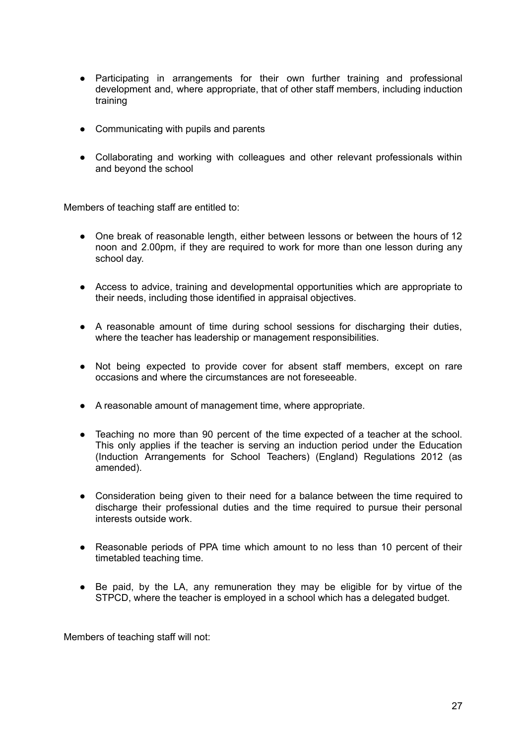- Participating in arrangements for their own further training and professional development and, where appropriate, that of other staff members, including induction training

- Communicating with pupils and parents

- Collaborating and working with colleagues and other relevant professionals within and beyond the school

Members of teaching staff are entitled to:

- One break of reasonable length, either between lessons or between the hours of 12 noon and 2.00pm, if they are required to work for more than one lesson during any school day.

- Access to advice, training and developmental opportunities which are appropriate to their needs, including those identified in appraisal objectives.

- A reasonable amount of time during school sessions for discharging their duties, where the teacher has leadership or management responsibilities.

- Not being expected to provide cover for absent staff members, except on rare occasions and where the circumstances are not foreseeable.

- A reasonable amount of management time, where appropriate.

- Teaching no more than 90 percent of the time expected of a teacher at the school. This only applies if the teacher is serving an induction period under the Education (Induction Arrangements for School Teachers) (England) Regulations 2012 (as amended).

- Consideration being given to their need for a balance between the time required to discharge their professional duties and the time required to pursue their personal interests outside work.

- Reasonable periods of PPA time which amount to no less than 10 percent of their timetabled teaching time.

- Be paid, by the LA, any remuneration they may be eligible for by virtue of the STPCD, where the teacher is employed in a school which has a delegated budget.

Members of teaching staff will not: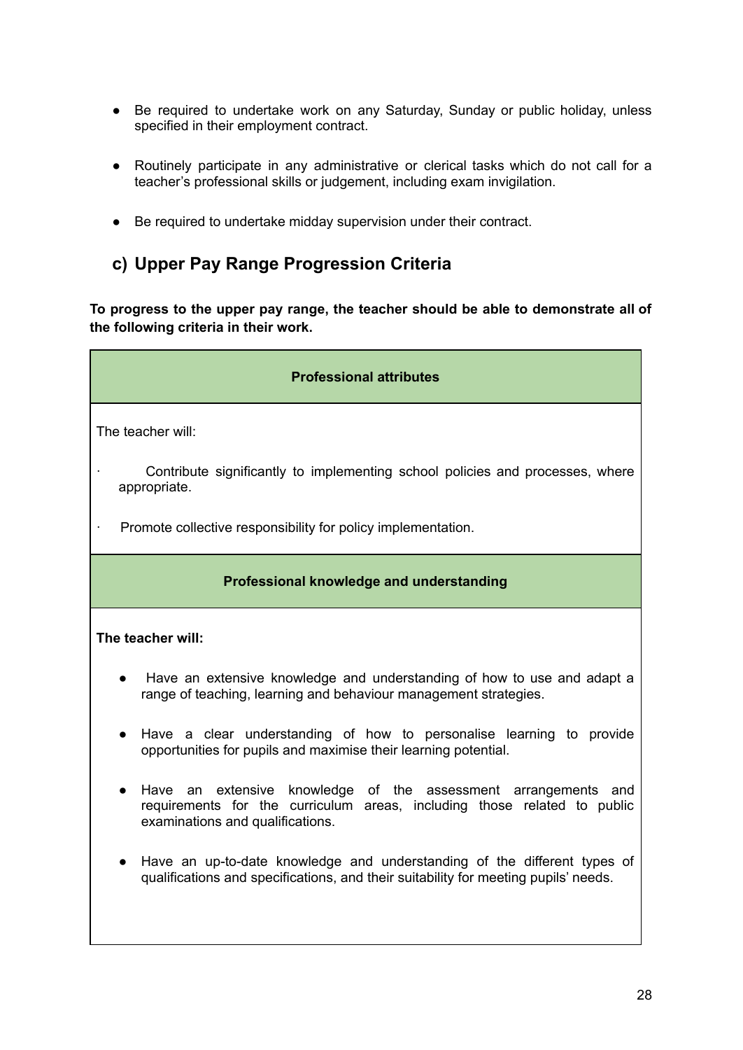- Be required to undertake work on any Saturday, Sunday or public holiday, unless specified in their employment contract.

- Routinely participate in any administrative or clerical tasks which do not call for a teacher's professional skills or judgement, including exam invigilation.

- Be required to undertake midday supervision under their contract.

## c) Upper Pay Range Progression Criteria

**To progress to the upper pay range, the teacher should be able to demonstrate all of the following criteria in their work.**

| **Professional attributes** |
|---|
| The teacher will:<br><br>· Contribute significantly to implementing school policies and processes, where appropriate.<br><br>· Promote collective responsibility for policy implementation. |
| **Professional knowledge and understanding** |
| **The teacher will:**<br><br>- Have an extensive knowledge and understanding of how to use and adapt a range of teaching, learning and behaviour management strategies.<br><br>- Have a clear understanding of how to personalise learning to provide opportunities for pupils and maximise their learning potential.<br><br>- Have an extensive knowledge of the assessment arrangements and requirements for the curriculum areas, including those related to public examinations and qualifications.<br><br>- Have an up-to-date knowledge and understanding of the different types of qualifications and specifications, and their suitability for meeting pupils' needs. |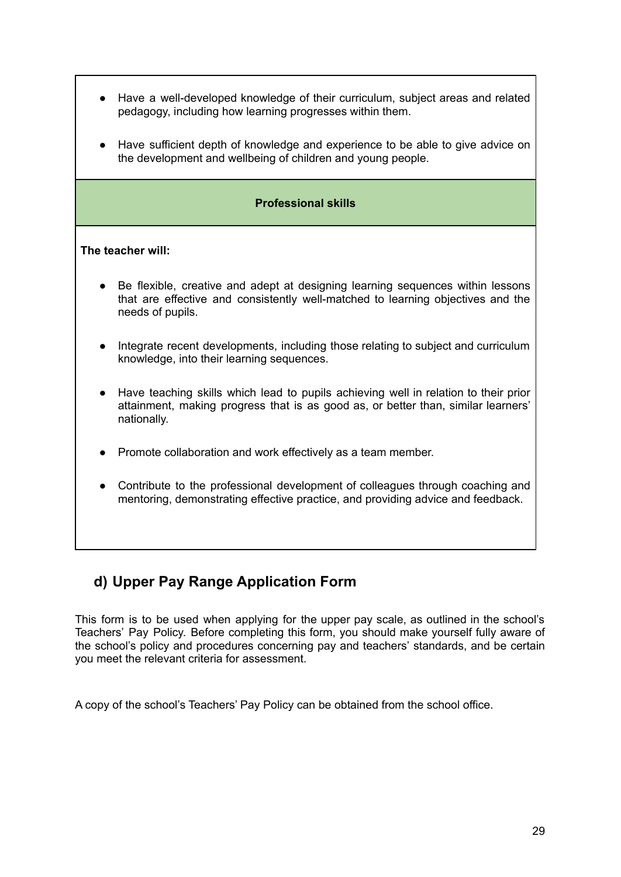- Have a well-developed knowledge of their curriculum, subject areas and related pedagogy, including how learning progresses within them.
- Have sufficient depth of knowledge and experience to be able to give advice on the development and wellbeing of children and young people.

**Professional skills**

**The teacher will:**

- Be flexible, creative and adept at designing learning sequences within lessons that are effective and consistently well-matched to learning objectives and the needs of pupils.
- Integrate recent developments, including those relating to subject and curriculum knowledge, into their learning sequences.
- Have teaching skills which lead to pupils achieving well in relation to their prior attainment, making progress that is as good as, or better than, similar learners' nationally.
- Promote collaboration and work effectively as a team member.
- Contribute to the professional development of colleagues through coaching and mentoring, demonstrating effective practice, and providing advice and feedback.

## d) Upper Pay Range Application Form

This form is to be used when applying for the upper pay scale, as outlined in the school's Teachers' Pay Policy. Before completing this form, you should make yourself fully aware of the school's policy and procedures concerning pay and teachers' standards, and be certain you meet the relevant criteria for assessment.

A copy of the school's Teachers' Pay Policy can be obtained from the school office.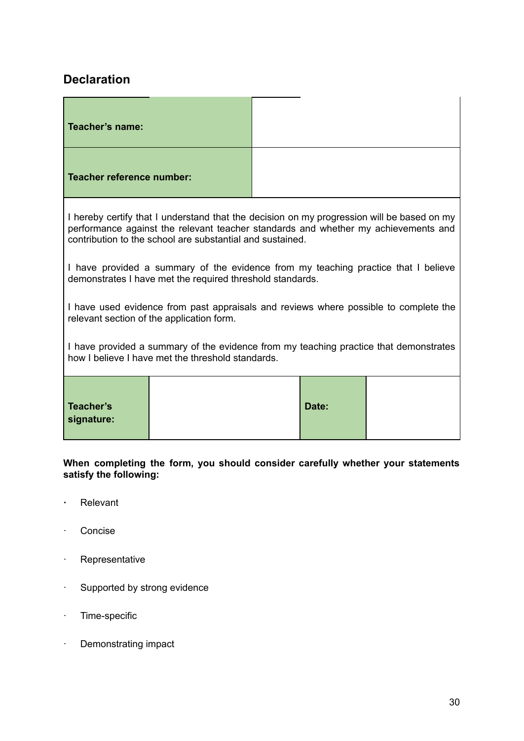## Declaration

| | |
|---|---|
| **Teacher's name:** | |
| **Teacher reference number:** | |

I hereby certify that I understand that the decision on my progression will be based on my performance against the relevant teacher standards and whether my achievements and contribution to the school are substantial and sustained.

I have provided a summary of the evidence from my teaching practice that I believe demonstrates I have met the required threshold standards.

I have used evidence from past appraisals and reviews where possible to complete the relevant section of the application form.

I have provided a summary of the evidence from my teaching practice that demonstrates how I believe I have met the threshold standards.

| | | | |
|---|---|---|---|
| **Teacher's signature:** | | **Date:** | |

**When completing the form, you should consider carefully whether your statements satisfy the following:**

- Relevant
- Concise
- Representative
- Supported by strong evidence
- Time-specific
- Demonstrating impact